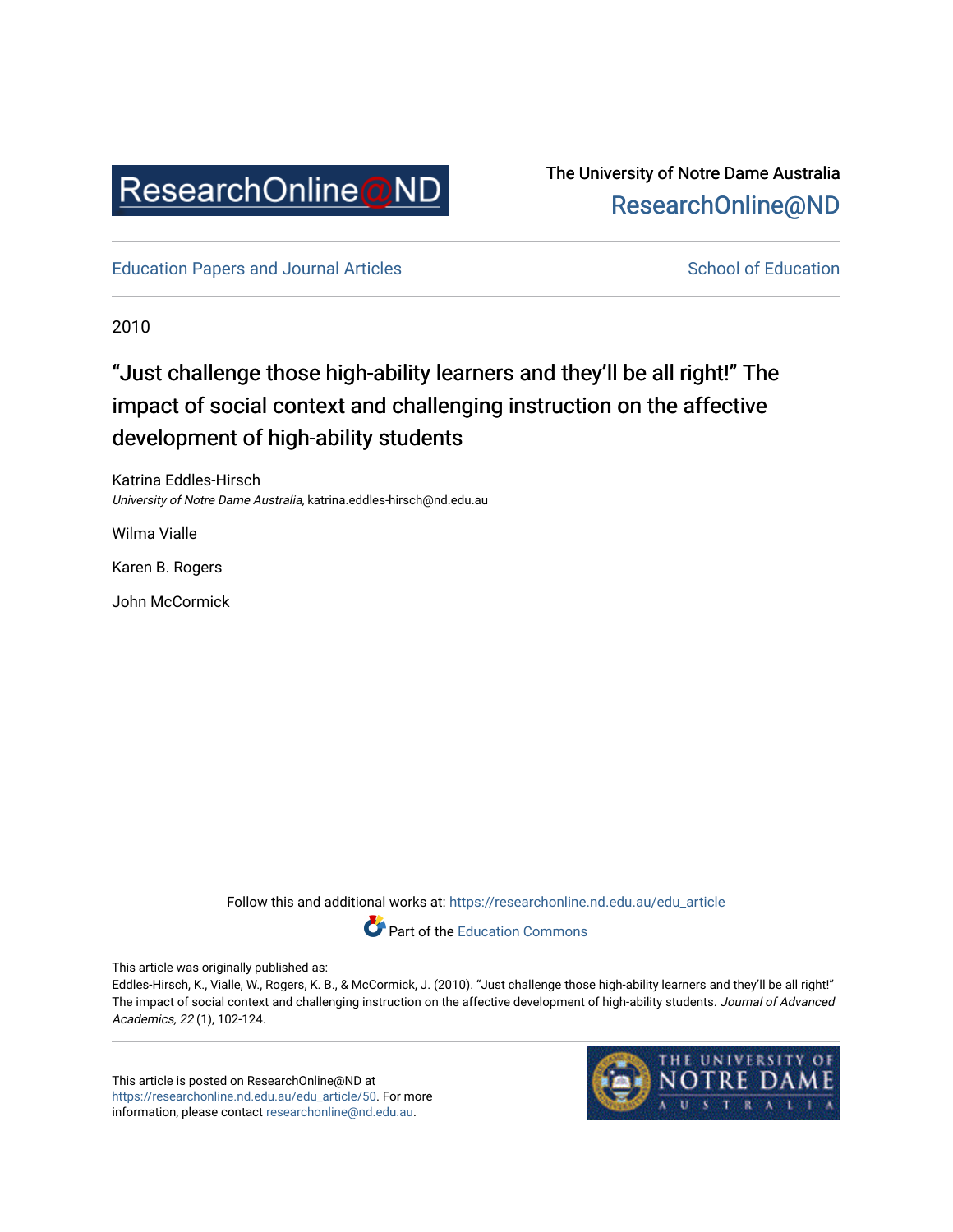ResearchOnline@ND

The University of Notre Dame Australia
ResearchOnline@ND

Education Papers and Journal Articles | School of Education

2010

# "Just challenge those high-ability learners and they'll be all right!" The impact of social context and challenging instruction on the affective development of high-ability students

Katrina Eddles-Hirsch
*University of Notre Dame Australia*, katrina.eddles-hirsch@nd.edu.au

Wilma Vialle

Karen B. Rogers

John McCormick

Follow this and additional works at: https://researchonline.nd.edu.au/edu_article

Part of the Education Commons

This article was originally published as:
Eddles-Hirsch, K., Vialle, W., Rogers, K. B., & McCormick, J. (2010). "Just challenge those high-ability learners and they'll be all right!" The impact of social context and challenging instruction on the affective development of high-ability students. *Journal of Advanced Academics, 22* (1), 102-124.

This article is posted on ResearchOnline@ND at https://researchonline.nd.edu.au/edu_article/50. For more information, please contact researchonline@nd.edu.au.

THE UNIVERSITY OF NOTRE DAME AUSTRALIA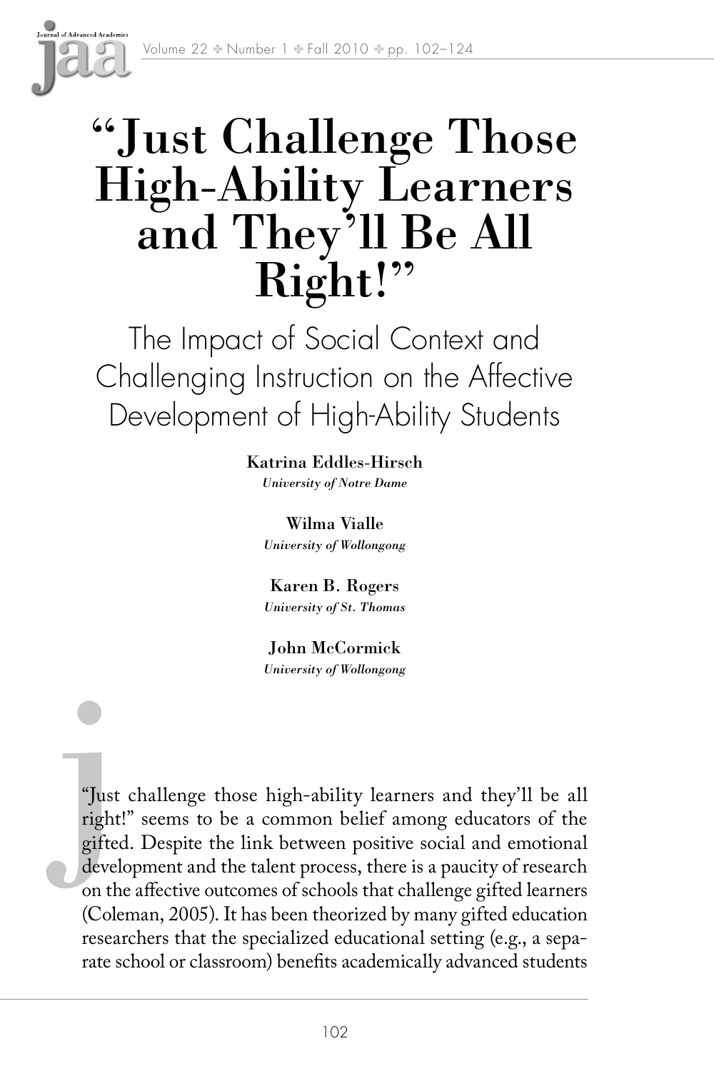# "Just Challenge Those High-Ability Learners and They'll Be All Right!"

## The Impact of Social Context and Challenging Instruction on the Affective Development of High-Ability Students

**Katrina Eddles-Hirsch**
*University of Notre Dame*

**Wilma Vialle**
*University of Wollongong*

**Karen B. Rogers**
*University of St. Thomas*

**John McCormick**
*University of Wollongong*

"Just challenge those high-ability learners and they'll be all right!" seems to be a common belief among educators of the gifted. Despite the link between positive social and emotional development and the talent process, there is a paucity of research on the affective outcomes of schools that challenge gifted learners (Coleman, 2005). It has been theorized by many gifted education researchers that the specialized educational setting (e.g., a separate school or classroom) benefits academically advanced students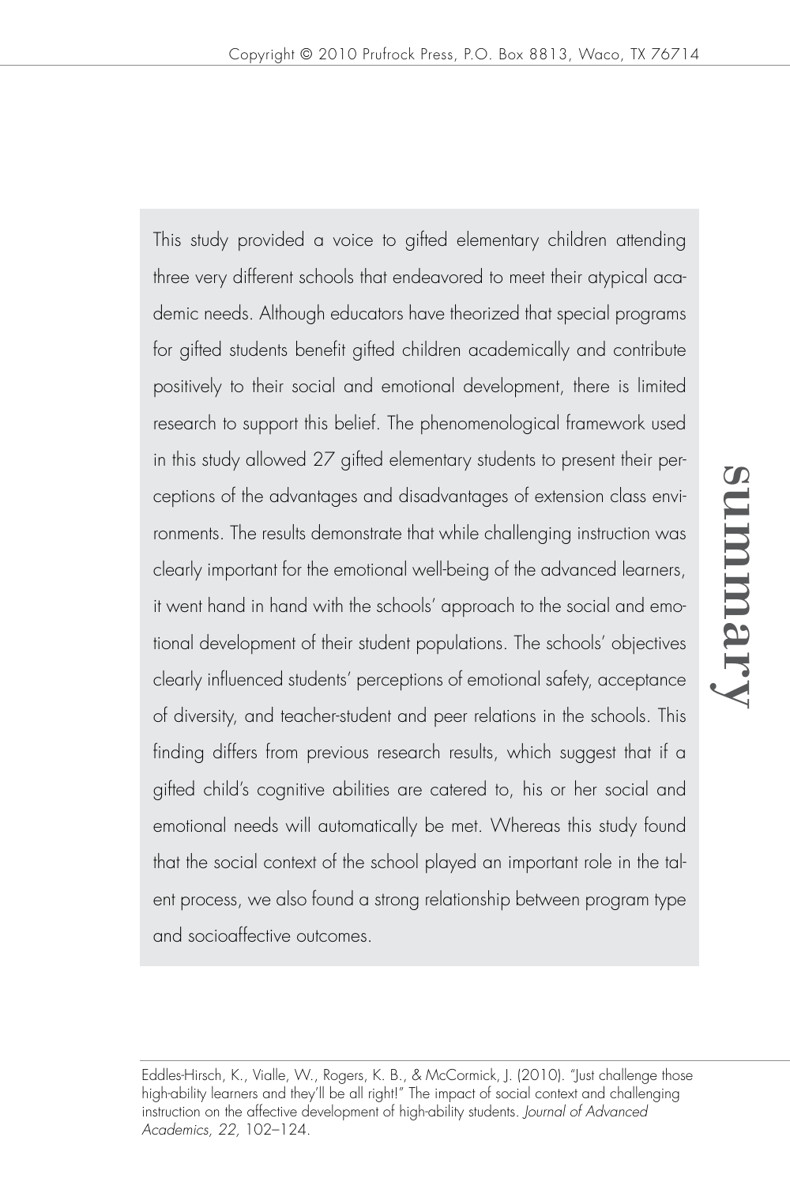## summary

This study provided a voice to gifted elementary children attending three very different schools that endeavored to meet their atypical academic needs. Although educators have theorized that special programs for gifted students benefit gifted children academically and contribute positively to their social and emotional development, there is limited research to support this belief. The phenomenological framework used in this study allowed 27 gifted elementary students to present their perceptions of the advantages and disadvantages of extension class environments. The results demonstrate that while challenging instruction was clearly important for the emotional well-being of the advanced learners, it went hand in hand with the schools' approach to the social and emotional development of their student populations. The schools' objectives clearly influenced students' perceptions of emotional safety, acceptance of diversity, and teacher-student and peer relations in the schools. This finding differs from previous research results, which suggest that if a gifted child's cognitive abilities are catered to, his or her social and emotional needs will automatically be met. Whereas this study found that the social context of the school played an important role in the talent process, we also found a strong relationship between program type and socioaffective outcomes.

Eddles-Hirsch, K., Vialle, W., Rogers, K. B., & McCormick, J. (2010). "Just challenge those high-ability learners and they'll be all right!" The impact of social context and challenging instruction on the affective development of high-ability students. *Journal of Advanced Academics, 22,* 102–124.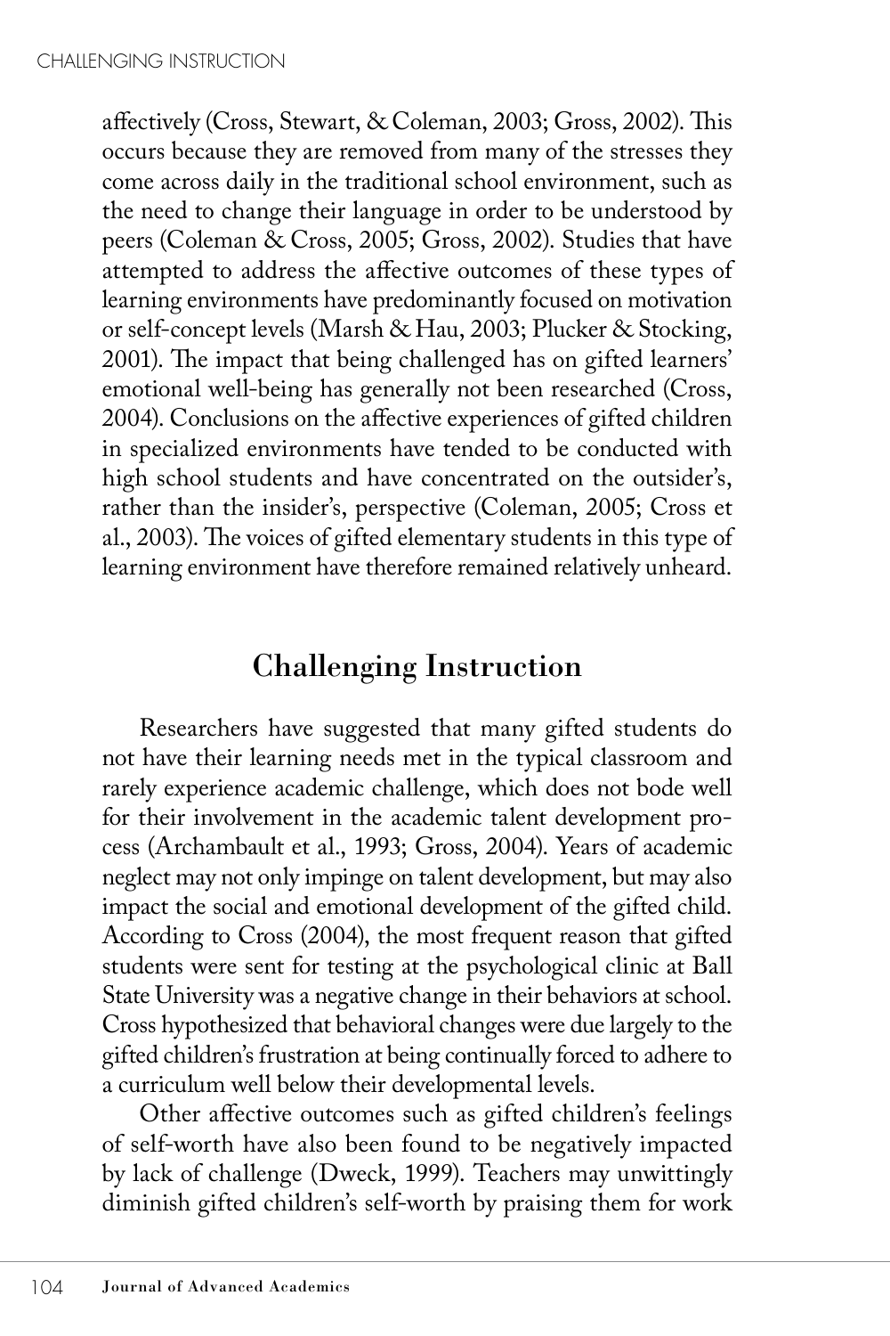affectively (Cross, Stewart, & Coleman, 2003; Gross, 2002). This occurs because they are removed from many of the stresses they come across daily in the traditional school environment, such as the need to change their language in order to be understood by peers (Coleman & Cross, 2005; Gross, 2002). Studies that have attempted to address the affective outcomes of these types of learning environments have predominantly focused on motivation or self-concept levels (Marsh & Hau, 2003; Plucker & Stocking, 2001). The impact that being challenged has on gifted learners' emotional well-being has generally not been researched (Cross, 2004). Conclusions on the affective experiences of gifted children in specialized environments have tended to be conducted with high school students and have concentrated on the outsider's, rather than the insider's, perspective (Coleman, 2005; Cross et al., 2003). The voices of gifted elementary students in this type of learning environment have therefore remained relatively unheard.

## Challenging Instruction

Researchers have suggested that many gifted students do not have their learning needs met in the typical classroom and rarely experience academic challenge, which does not bode well for their involvement in the academic talent development process (Archambault et al., 1993; Gross, 2004). Years of academic neglect may not only impinge on talent development, but may also impact the social and emotional development of the gifted child. According to Cross (2004), the most frequent reason that gifted students were sent for testing at the psychological clinic at Ball State University was a negative change in their behaviors at school. Cross hypothesized that behavioral changes were due largely to the gifted children's frustration at being continually forced to adhere to a curriculum well below their developmental levels.

Other affective outcomes such as gifted children's feelings of self-worth have also been found to be negatively impacted by lack of challenge (Dweck, 1999). Teachers may unwittingly diminish gifted children's self-worth by praising them for work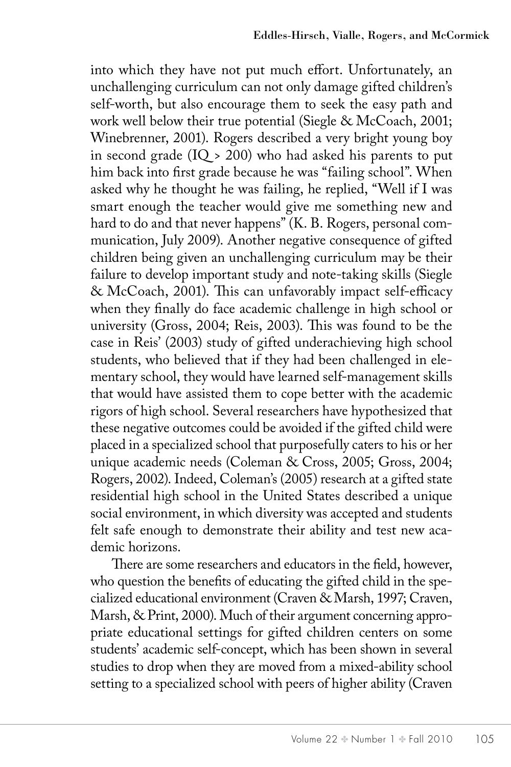into which they have not put much effort. Unfortunately, an unchallenging curriculum can not only damage gifted children's self-worth, but also encourage them to seek the easy path and work well below their true potential (Siegle & McCoach, 2001; Winebrenner, 2001). Rogers described a very bright young boy in second grade (IQ > 200) who had asked his parents to put him back into first grade because he was "failing school". When asked why he thought he was failing, he replied, "Well if I was smart enough the teacher would give me something new and hard to do and that never happens" (K. B. Rogers, personal communication, July 2009). Another negative consequence of gifted children being given an unchallenging curriculum may be their failure to develop important study and note-taking skills (Siegle & McCoach, 2001). This can unfavorably impact self-efficacy when they finally do face academic challenge in high school or university (Gross, 2004; Reis, 2003). This was found to be the case in Reis' (2003) study of gifted underachieving high school students, who believed that if they had been challenged in elementary school, they would have learned self-management skills that would have assisted them to cope better with the academic rigors of high school. Several researchers have hypothesized that these negative outcomes could be avoided if the gifted child were placed in a specialized school that purposefully caters to his or her unique academic needs (Coleman & Cross, 2005; Gross, 2004; Rogers, 2002). Indeed, Coleman's (2005) research at a gifted state residential high school in the United States described a unique social environment, in which diversity was accepted and students felt safe enough to demonstrate their ability and test new academic horizons.

There are some researchers and educators in the field, however, who question the benefits of educating the gifted child in the specialized educational environment (Craven & Marsh, 1997; Craven, Marsh, & Print, 2000). Much of their argument concerning appropriate educational settings for gifted children centers on some students' academic self-concept, which has been shown in several studies to drop when they are moved from a mixed-ability school setting to a specialized school with peers of higher ability (Craven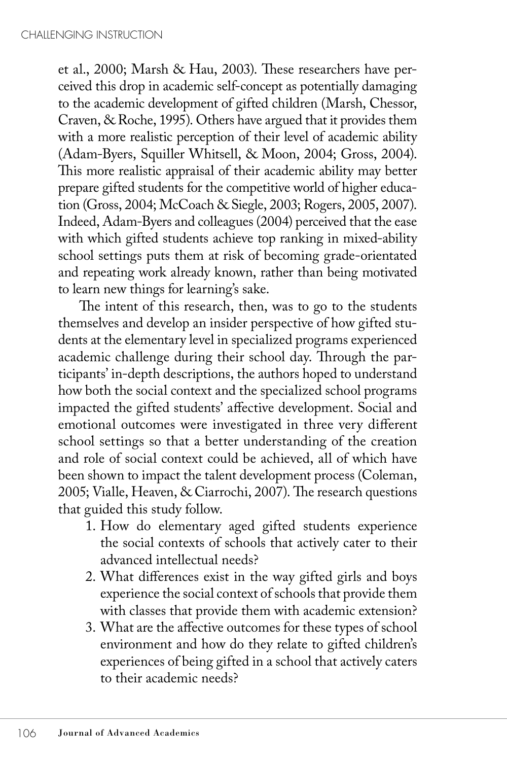et al., 2000; Marsh & Hau, 2003). These researchers have perceived this drop in academic self-concept as potentially damaging to the academic development of gifted children (Marsh, Chessor, Craven, & Roche, 1995). Others have argued that it provides them with a more realistic perception of their level of academic ability (Adam-Byers, Squiller Whitsell, & Moon, 2004; Gross, 2004). This more realistic appraisal of their academic ability may better prepare gifted students for the competitive world of higher education (Gross, 2004; McCoach & Siegle, 2003; Rogers, 2005, 2007). Indeed, Adam-Byers and colleagues (2004) perceived that the ease with which gifted students achieve top ranking in mixed-ability school settings puts them at risk of becoming grade-orientated and repeating work already known, rather than being motivated to learn new things for learning's sake.

The intent of this research, then, was to go to the students themselves and develop an insider perspective of how gifted students at the elementary level in specialized programs experienced academic challenge during their school day. Through the participants' in-depth descriptions, the authors hoped to understand how both the social context and the specialized school programs impacted the gifted students' affective development. Social and emotional outcomes were investigated in three very different school settings so that a better understanding of the creation and role of social context could be achieved, all of which have been shown to impact the talent development process (Coleman, 2005; Vialle, Heaven, & Ciarrochi, 2007). The research questions that guided this study follow.

1. How do elementary aged gifted students experience the social contexts of schools that actively cater to their advanced intellectual needs?
2. What differences exist in the way gifted girls and boys experience the social context of schools that provide them with classes that provide them with academic extension?
3. What are the affective outcomes for these types of school environment and how do they relate to gifted children's experiences of being gifted in a school that actively caters to their academic needs?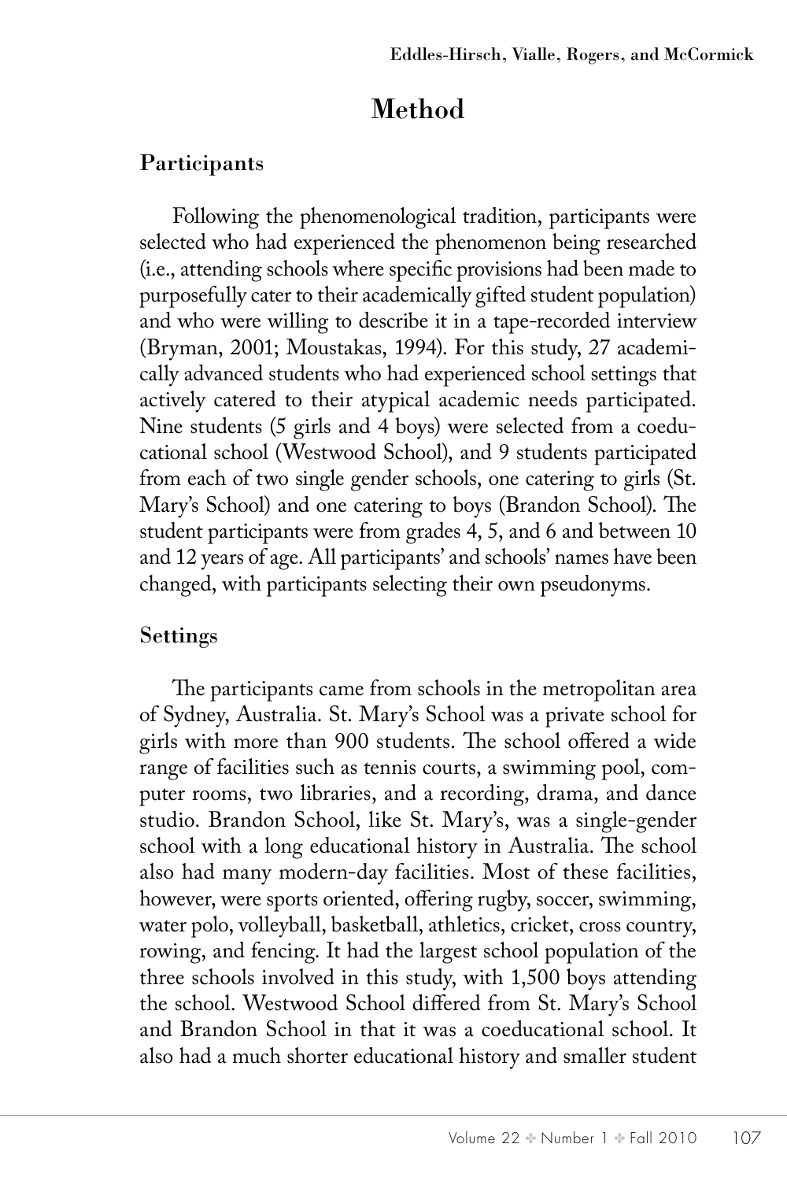# Method

## Participants

Following the phenomenological tradition, participants were selected who had experienced the phenomenon being researched (i.e., attending schools where specific provisions had been made to purposefully cater to their academically gifted student population) and who were willing to describe it in a tape-recorded interview (Bryman, 2001; Moustakas, 1994). For this study, 27 academically advanced students who had experienced school settings that actively catered to their atypical academic needs participated. Nine students (5 girls and 4 boys) were selected from a coeducational school (Westwood School), and 9 students participated from each of two single gender schools, one catering to girls (St. Mary's School) and one catering to boys (Brandon School). The student participants were from grades 4, 5, and 6 and between 10 and 12 years of age. All participants' and schools' names have been changed, with participants selecting their own pseudonyms.

## Settings

The participants came from schools in the metropolitan area of Sydney, Australia. St. Mary's School was a private school for girls with more than 900 students. The school offered a wide range of facilities such as tennis courts, a swimming pool, computer rooms, two libraries, and a recording, drama, and dance studio. Brandon School, like St. Mary's, was a single-gender school with a long educational history in Australia. The school also had many modern-day facilities. Most of these facilities, however, were sports oriented, offering rugby, soccer, swimming, water polo, volleyball, basketball, athletics, cricket, cross country, rowing, and fencing. It had the largest school population of the three schools involved in this study, with 1,500 boys attending the school. Westwood School differed from St. Mary's School and Brandon School in that it was a coeducational school. It also had a much shorter educational history and smaller student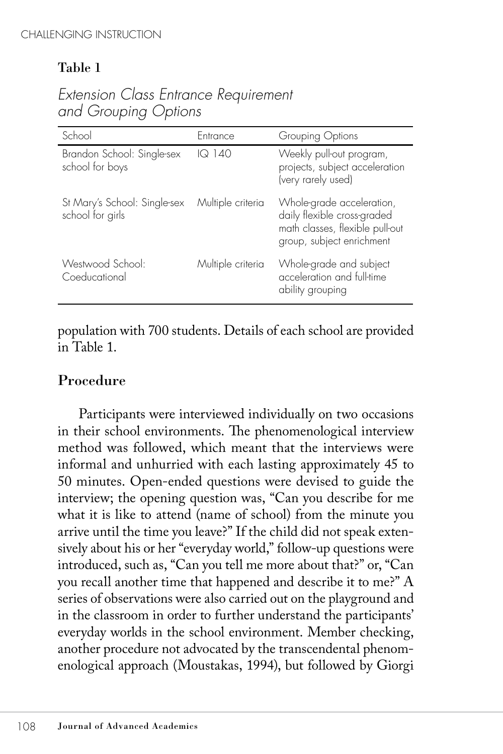**Table 1**

*Extension Class Entrance Requirement and Grouping Options*

| School | Entrance | Grouping Options |
|---|---|---|
| Brandon School: Single-sex school for boys | IQ 140 | Weekly pull-out program, projects, subject acceleration (very rarely used) |
| St Mary's School: Single-sex school for girls | Multiple criteria | Whole-grade acceleration, daily flexible cross-graded math classes, flexible pull-out group, subject enrichment |
| Westwood School: Coeducational | Multiple criteria | Whole-grade and subject acceleration and full-time ability grouping |

population with 700 students. Details of each school are provided in Table 1.

## Procedure

Participants were interviewed individually on two occasions in their school environments. The phenomenological interview method was followed, which meant that the interviews were informal and unhurried with each lasting approximately 45 to 50 minutes. Open-ended questions were devised to guide the interview; the opening question was, "Can you describe for me what it is like to attend (name of school) from the minute you arrive until the time you leave?" If the child did not speak extensively about his or her "everyday world," follow-up questions were introduced, such as, "Can you tell me more about that?" or, "Can you recall another time that happened and describe it to me?" A series of observations were also carried out on the playground and in the classroom in order to further understand the participants' everyday worlds in the school environment. Member checking, another procedure not advocated by the transcendental phenomenological approach (Moustakas, 1994), but followed by Giorgi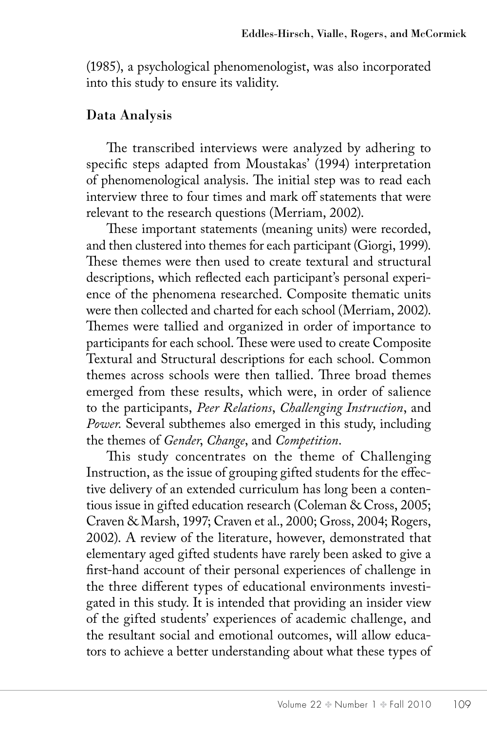(1985), a psychological phenomenologist, was also incorporated into this study to ensure its validity.

### Data Analysis

The transcribed interviews were analyzed by adhering to specific steps adapted from Moustakas' (1994) interpretation of phenomenological analysis. The initial step was to read each interview three to four times and mark off statements that were relevant to the research questions (Merriam, 2002).

These important statements (meaning units) were recorded, and then clustered into themes for each participant (Giorgi, 1999). These themes were then used to create textural and structural descriptions, which reflected each participant's personal experience of the phenomena researched. Composite thematic units were then collected and charted for each school (Merriam, 2002). Themes were tallied and organized in order of importance to participants for each school. These were used to create Composite Textural and Structural descriptions for each school. Common themes across schools were then tallied. Three broad themes emerged from these results, which were, in order of salience to the participants, *Peer Relations*, *Challenging Instruction*, and *Power*. Several subthemes also emerged in this study, including the themes of *Gender*, *Change*, and *Competition*.

This study concentrates on the theme of Challenging Instruction, as the issue of grouping gifted students for the effective delivery of an extended curriculum has long been a contentious issue in gifted education research (Coleman & Cross, 2005; Craven & Marsh, 1997; Craven et al., 2000; Gross, 2004; Rogers, 2002). A review of the literature, however, demonstrated that elementary aged gifted students have rarely been asked to give a first-hand account of their personal experiences of challenge in the three different types of educational environments investigated in this study. It is intended that providing an insider view of the gifted students' experiences of academic challenge, and the resultant social and emotional outcomes, will allow educators to achieve a better understanding about what these types of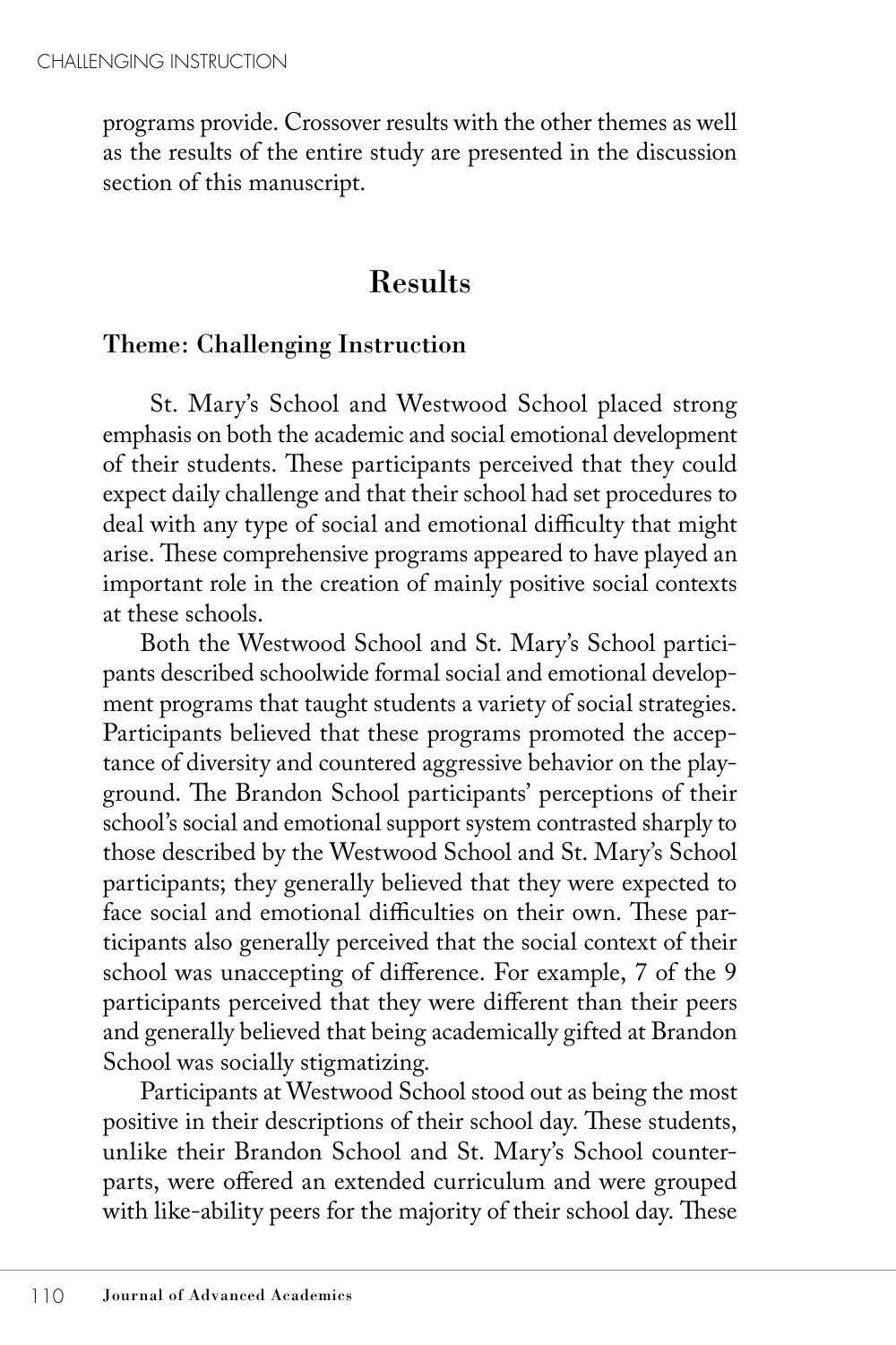programs provide. Crossover results with the other themes as well as the results of the entire study are presented in the discussion section of this manuscript.

## Results

### Theme: Challenging Instruction

St. Mary's School and Westwood School placed strong emphasis on both the academic and social emotional development of their students. These participants perceived that they could expect daily challenge and that their school had set procedures to deal with any type of social and emotional difficulty that might arise. These comprehensive programs appeared to have played an important role in the creation of mainly positive social contexts at these schools.

Both the Westwood School and St. Mary's School participants described schoolwide formal social and emotional development programs that taught students a variety of social strategies. Participants believed that these programs promoted the acceptance of diversity and countered aggressive behavior on the playground. The Brandon School participants' perceptions of their school's social and emotional support system contrasted sharply to those described by the Westwood School and St. Mary's School participants; they generally believed that they were expected to face social and emotional difficulties on their own. These participants also generally perceived that the social context of their school was unaccepting of difference. For example, 7 of the 9 participants perceived that they were different than their peers and generally believed that being academically gifted at Brandon School was socially stigmatizing.

Participants at Westwood School stood out as being the most positive in their descriptions of their school day. These students, unlike their Brandon School and St. Mary's School counterparts, were offered an extended curriculum and were grouped with like-ability peers for the majority of their school day. These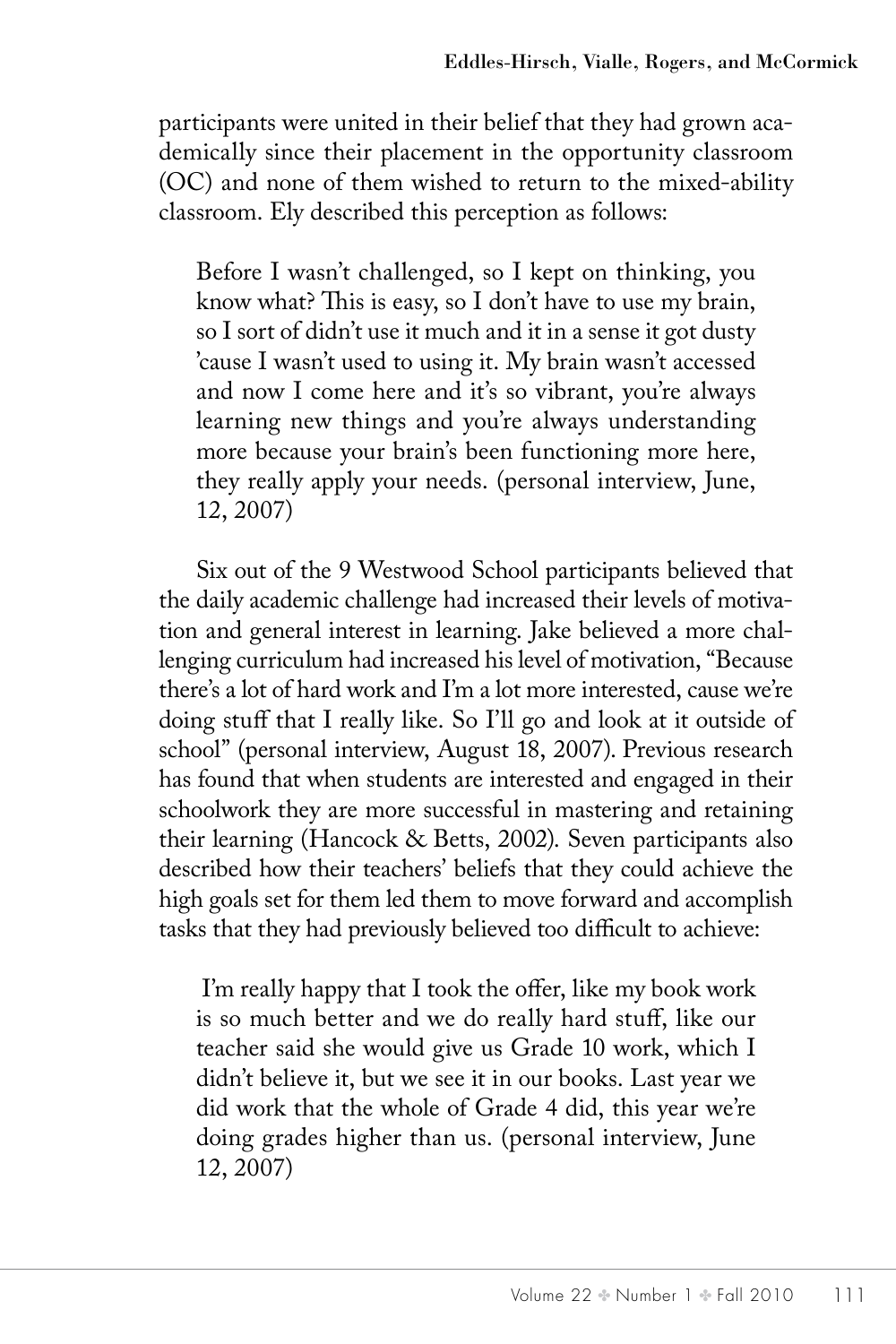participants were united in their belief that they had grown academically since their placement in the opportunity classroom (OC) and none of them wished to return to the mixed-ability classroom. Ely described this perception as follows:

> Before I wasn't challenged, so I kept on thinking, you know what? This is easy, so I don't have to use my brain, so I sort of didn't use it much and it in a sense it got dusty 'cause I wasn't used to using it. My brain wasn't accessed and now I come here and it's so vibrant, you're always learning new things and you're always understanding more because your brain's been functioning more here, they really apply your needs. (personal interview, June, 12, 2007)

Six out of the 9 Westwood School participants believed that the daily academic challenge had increased their levels of motivation and general interest in learning. Jake believed a more challenging curriculum had increased his level of motivation, "Because there's a lot of hard work and I'm a lot more interested, cause we're doing stuff that I really like. So I'll go and look at it outside of school" (personal interview, August 18, 2007). Previous research has found that when students are interested and engaged in their schoolwork they are more successful in mastering and retaining their learning (Hancock & Betts, 2002). Seven participants also described how their teachers' beliefs that they could achieve the high goals set for them led them to move forward and accomplish tasks that they had previously believed too difficult to achieve:

> I'm really happy that I took the offer, like my book work is so much better and we do really hard stuff, like our teacher said she would give us Grade 10 work, which I didn't believe it, but we see it in our books. Last year we did work that the whole of Grade 4 did, this year we're doing grades higher than us. (personal interview, June 12, 2007)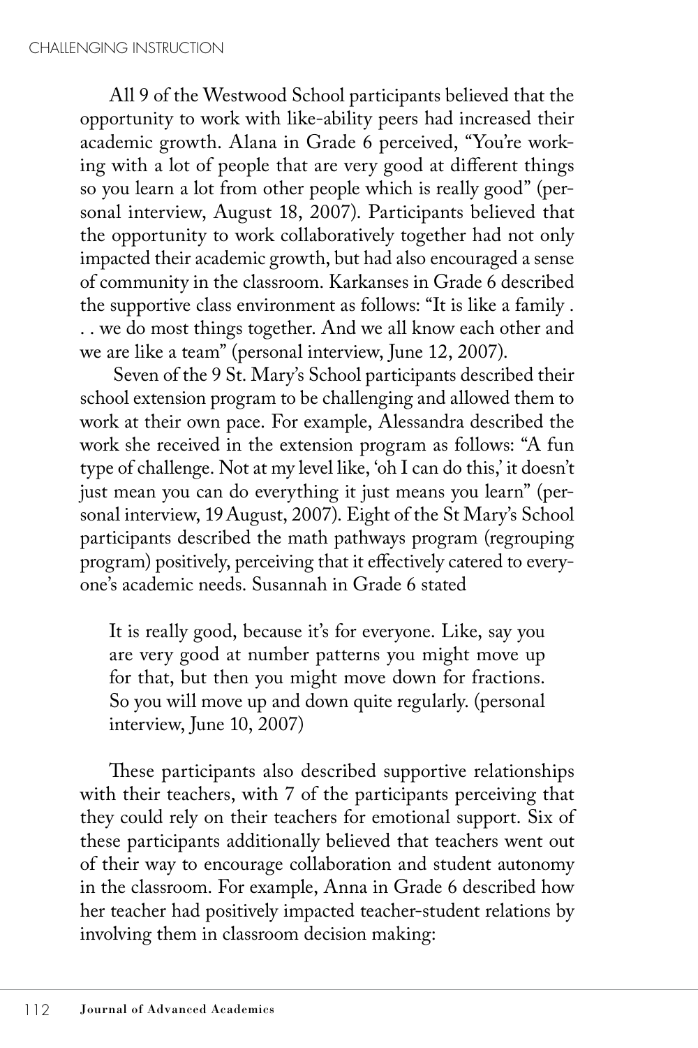All 9 of the Westwood School participants believed that the opportunity to work with like-ability peers had increased their academic growth. Alana in Grade 6 perceived, "You're working with a lot of people that are very good at different things so you learn a lot from other people which is really good" (personal interview, August 18, 2007). Participants believed that the opportunity to work collaboratively together had not only impacted their academic growth, but had also encouraged a sense of community in the classroom. Karkanses in Grade 6 described the supportive class environment as follows: "It is like a family . . . we do most things together. And we all know each other and we are like a team" (personal interview, June 12, 2007).

Seven of the 9 St. Mary's School participants described their school extension program to be challenging and allowed them to work at their own pace. For example, Alessandra described the work she received in the extension program as follows: "A fun type of challenge. Not at my level like, 'oh I can do this,' it doesn't just mean you can do everything it just means you learn" (personal interview, 19 August, 2007). Eight of the St Mary's School participants described the math pathways program (regrouping program) positively, perceiving that it effectively catered to everyone's academic needs. Susannah in Grade 6 stated

> It is really good, because it's for everyone. Like, say you are very good at number patterns you might move up for that, but then you might move down for fractions. So you will move up and down quite regularly. (personal interview, June 10, 2007)

These participants also described supportive relationships with their teachers, with 7 of the participants perceiving that they could rely on their teachers for emotional support. Six of these participants additionally believed that teachers went out of their way to encourage collaboration and student autonomy in the classroom. For example, Anna in Grade 6 described how her teacher had positively impacted teacher-student relations by involving them in classroom decision making: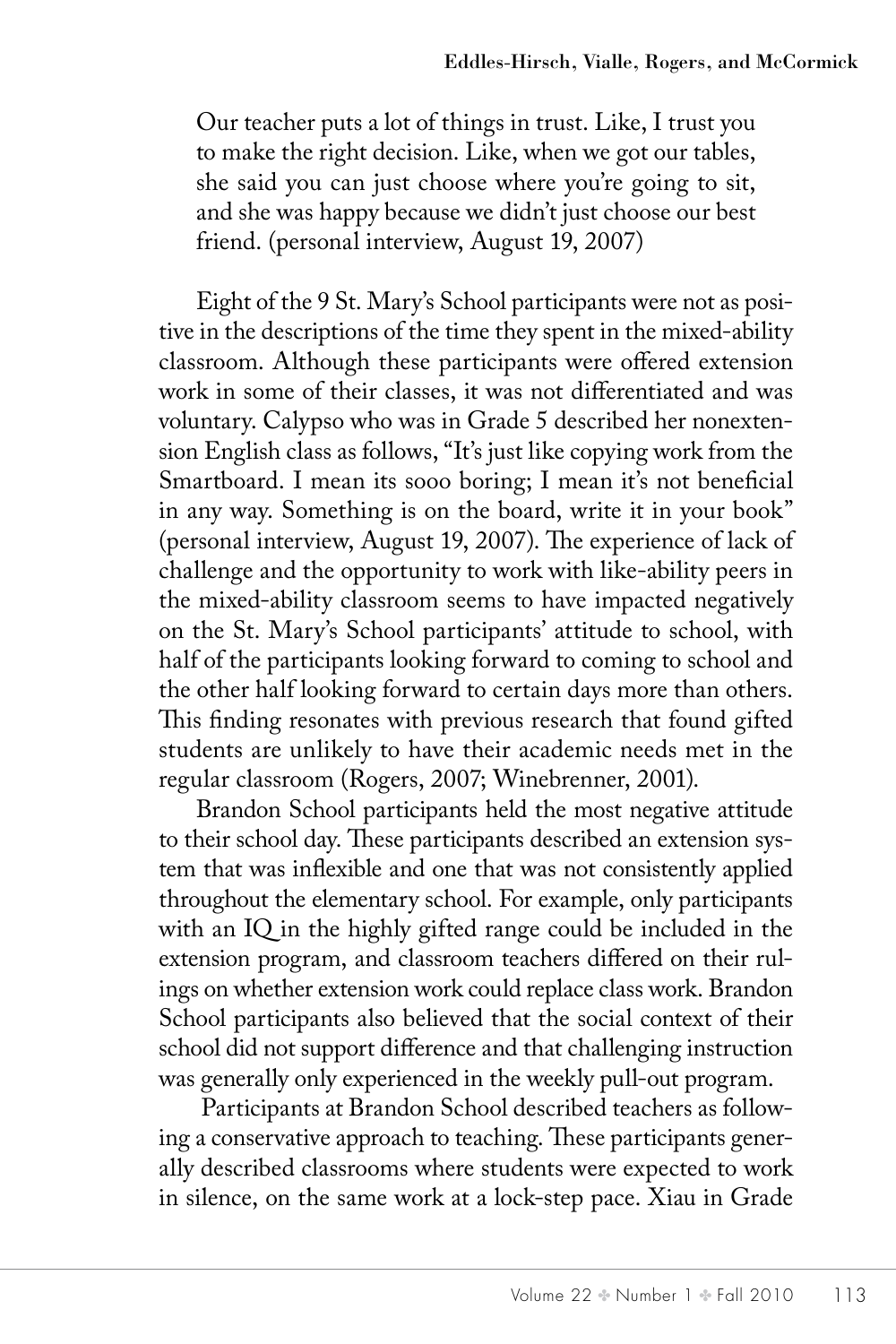> Our teacher puts a lot of things in trust. Like, I trust you to make the right decision. Like, when we got our tables, she said you can just choose where you're going to sit, and she was happy because we didn't just choose our best friend. (personal interview, August 19, 2007)

Eight of the 9 St. Mary's School participants were not as positive in the descriptions of the time they spent in the mixed-ability classroom. Although these participants were offered extension work in some of their classes, it was not differentiated and was voluntary. Calypso who was in Grade 5 described her nonextension English class as follows, "It's just like copying work from the Smartboard. I mean its sooo boring; I mean it's not beneficial in any way. Something is on the board, write it in your book" (personal interview, August 19, 2007). The experience of lack of challenge and the opportunity to work with like-ability peers in the mixed-ability classroom seems to have impacted negatively on the St. Mary's School participants' attitude to school, with half of the participants looking forward to coming to school and the other half looking forward to certain days more than others. This finding resonates with previous research that found gifted students are unlikely to have their academic needs met in the regular classroom (Rogers, 2007; Winebrenner, 2001).

Brandon School participants held the most negative attitude to their school day. These participants described an extension system that was inflexible and one that was not consistently applied throughout the elementary school. For example, only participants with an IQ in the highly gifted range could be included in the extension program, and classroom teachers differed on their rulings on whether extension work could replace class work. Brandon School participants also believed that the social context of their school did not support difference and that challenging instruction was generally only experienced in the weekly pull-out program.

Participants at Brandon School described teachers as following a conservative approach to teaching. These participants generally described classrooms where students were expected to work in silence, on the same work at a lock-step pace. Xiau in Grade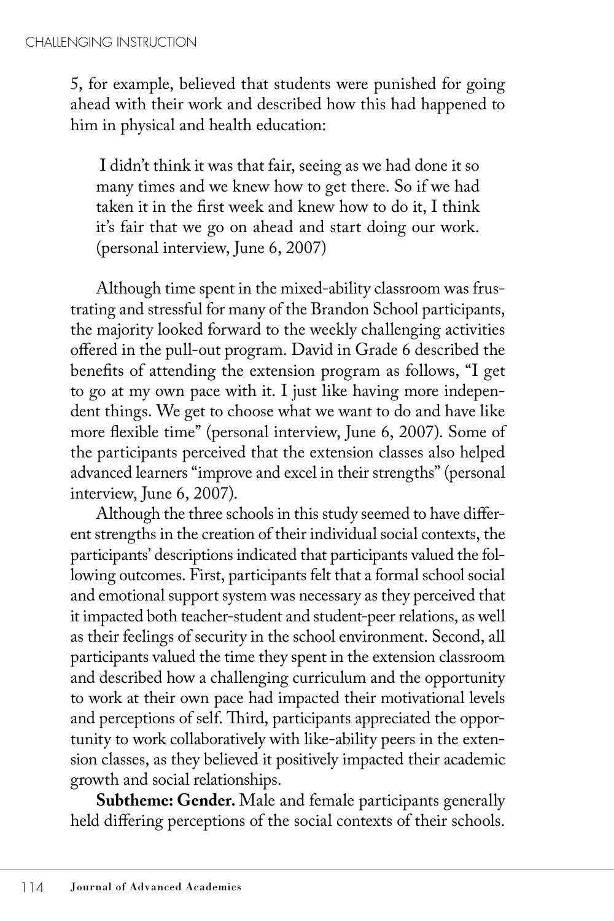5, for example, believed that students were punished for going ahead with their work and described how this had happened to him in physical and health education:

> I didn't think it was that fair, seeing as we had done it so many times and we knew how to get there. So if we had taken it in the first week and knew how to do it, I think it's fair that we go on ahead and start doing our work. (personal interview, June 6, 2007)

Although time spent in the mixed-ability classroom was frustrating and stressful for many of the Brandon School participants, the majority looked forward to the weekly challenging activities offered in the pull-out program. David in Grade 6 described the benefits of attending the extension program as follows, "I get to go at my own pace with it. I just like having more independent things. We get to choose what we want to do and have like more flexible time" (personal interview, June 6, 2007). Some of the participants perceived that the extension classes also helped advanced learners "improve and excel in their strengths" (personal interview, June 6, 2007).

Although the three schools in this study seemed to have different strengths in the creation of their individual social contexts, the participants' descriptions indicated that participants valued the following outcomes. First, participants felt that a formal school social and emotional support system was necessary as they perceived that it impacted both teacher-student and student-peer relations, as well as their feelings of security in the school environment. Second, all participants valued the time they spent in the extension classroom and described how a challenging curriculum and the opportunity to work at their own pace had impacted their motivational levels and perceptions of self. Third, participants appreciated the opportunity to work collaboratively with like-ability peers in the extension classes, as they believed it positively impacted their academic growth and social relationships.

**Subtheme: Gender.** Male and female participants generally held differing perceptions of the social contexts of their schools.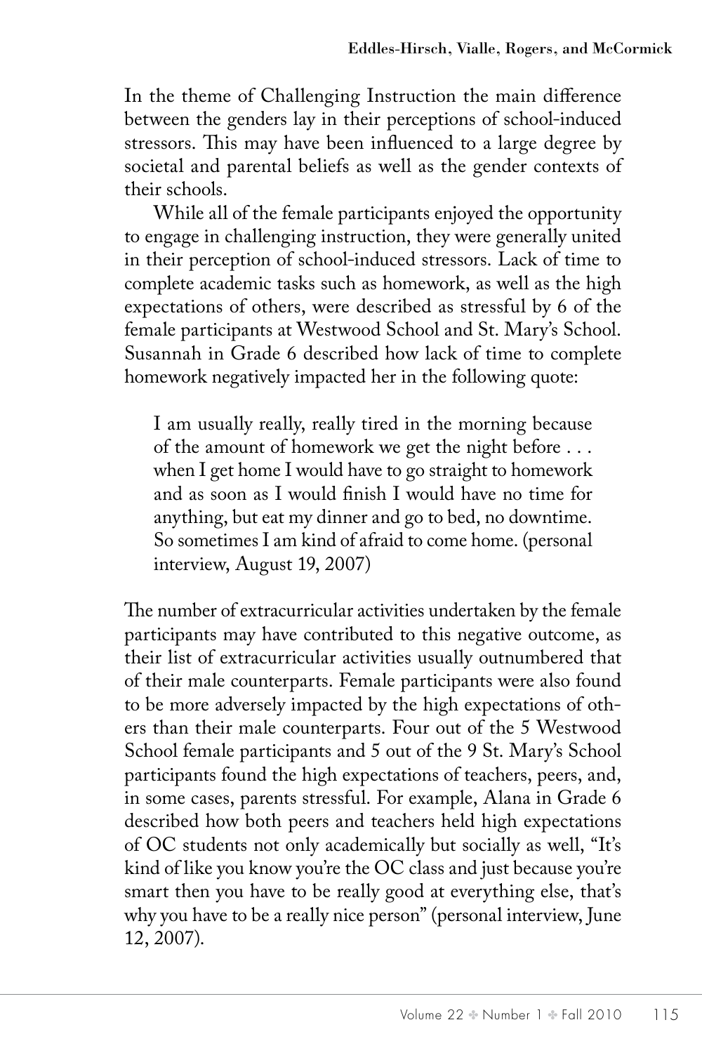In the theme of Challenging Instruction the main difference between the genders lay in their perceptions of school-induced stressors. This may have been influenced to a large degree by societal and parental beliefs as well as the gender contexts of their schools.

While all of the female participants enjoyed the opportunity to engage in challenging instruction, they were generally united in their perception of school-induced stressors. Lack of time to complete academic tasks such as homework, as well as the high expectations of others, were described as stressful by 6 of the female participants at Westwood School and St. Mary's School. Susannah in Grade 6 described how lack of time to complete homework negatively impacted her in the following quote:

> I am usually really, really tired in the morning because of the amount of homework we get the night before . . . when I get home I would have to go straight to homework and as soon as I would finish I would have no time for anything, but eat my dinner and go to bed, no downtime. So sometimes I am kind of afraid to come home. (personal interview, August 19, 2007)

The number of extracurricular activities undertaken by the female participants may have contributed to this negative outcome, as their list of extracurricular activities usually outnumbered that of their male counterparts. Female participants were also found to be more adversely impacted by the high expectations of others than their male counterparts. Four out of the 5 Westwood School female participants and 5 out of the 9 St. Mary's School participants found the high expectations of teachers, peers, and, in some cases, parents stressful. For example, Alana in Grade 6 described how both peers and teachers held high expectations of OC students not only academically but socially as well, "It's kind of like you know you're the OC class and just because you're smart then you have to be really good at everything else, that's why you have to be a really nice person" (personal interview, June 12, 2007).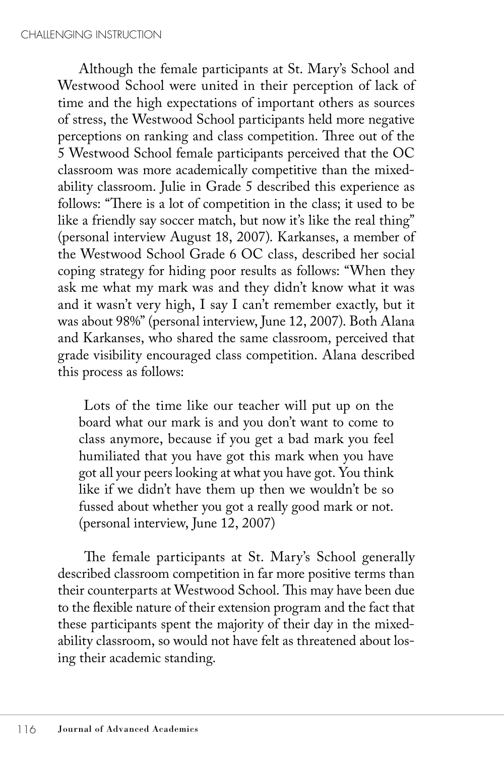Although the female participants at St. Mary's School and Westwood School were united in their perception of lack of time and the high expectations of important others as sources of stress, the Westwood School participants held more negative perceptions on ranking and class competition. Three out of the 5 Westwood School female participants perceived that the OC classroom was more academically competitive than the mixed-ability classroom. Julie in Grade 5 described this experience as follows: "There is a lot of competition in the class; it used to be like a friendly say soccer match, but now it's like the real thing" (personal interview August 18, 2007). Karkanses, a member of the Westwood School Grade 6 OC class, described her social coping strategy for hiding poor results as follows: "When they ask me what my mark was and they didn't know what it was and it wasn't very high, I say I can't remember exactly, but it was about 98%" (personal interview, June 12, 2007). Both Alana and Karkanses, who shared the same classroom, perceived that grade visibility encouraged class competition. Alana described this process as follows:

> Lots of the time like our teacher will put up on the board what our mark is and you don't want to come to class anymore, because if you get a bad mark you feel humiliated that you have got this mark when you have got all your peers looking at what you have got. You think like if we didn't have them up then we wouldn't be so fussed about whether you got a really good mark or not. (personal interview, June 12, 2007)

The female participants at St. Mary's School generally described classroom competition in far more positive terms than their counterparts at Westwood School. This may have been due to the flexible nature of their extension program and the fact that these participants spent the majority of their day in the mixed-ability classroom, so would not have felt as threatened about losing their academic standing.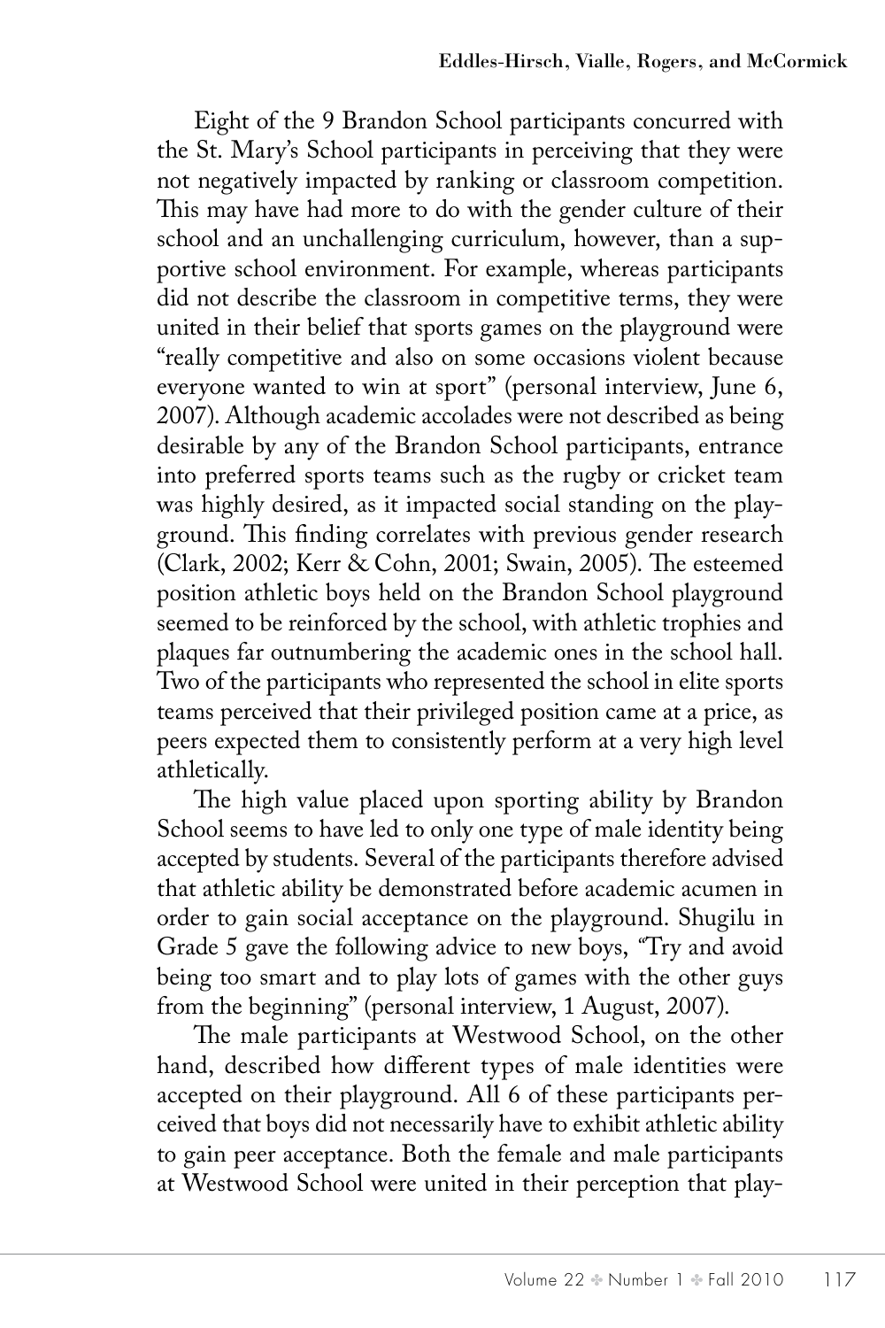Eight of the 9 Brandon School participants concurred with the St. Mary's School participants in perceiving that they were not negatively impacted by ranking or classroom competition. This may have had more to do with the gender culture of their school and an unchallenging curriculum, however, than a supportive school environment. For example, whereas participants did not describe the classroom in competitive terms, they were united in their belief that sports games on the playground were "really competitive and also on some occasions violent because everyone wanted to win at sport" (personal interview, June 6, 2007). Although academic accolades were not described as being desirable by any of the Brandon School participants, entrance into preferred sports teams such as the rugby or cricket team was highly desired, as it impacted social standing on the playground. This finding correlates with previous gender research (Clark, 2002; Kerr & Cohn, 2001; Swain, 2005). The esteemed position athletic boys held on the Brandon School playground seemed to be reinforced by the school, with athletic trophies and plaques far outnumbering the academic ones in the school hall. Two of the participants who represented the school in elite sports teams perceived that their privileged position came at a price, as peers expected them to consistently perform at a very high level athletically.

The high value placed upon sporting ability by Brandon School seems to have led to only one type of male identity being accepted by students. Several of the participants therefore advised that athletic ability be demonstrated before academic acumen in order to gain social acceptance on the playground. Shugilu in Grade 5 gave the following advice to new boys, "Try and avoid being too smart and to play lots of games with the other guys from the beginning" (personal interview, 1 August, 2007).

The male participants at Westwood School, on the other hand, described how different types of male identities were accepted on their playground. All 6 of these participants perceived that boys did not necessarily have to exhibit athletic ability to gain peer acceptance. Both the female and male participants at Westwood School were united in their perception that play-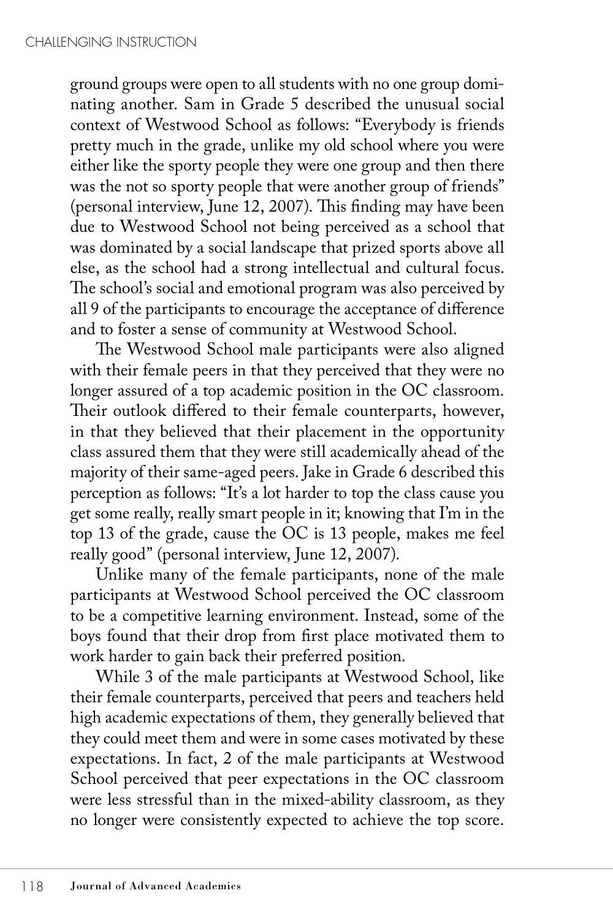ground groups were open to all students with no one group dominating another. Sam in Grade 5 described the unusual social context of Westwood School as follows: "Everybody is friends pretty much in the grade, unlike my old school where you were either like the sporty people they were one group and then there was the not so sporty people that were another group of friends" (personal interview, June 12, 2007). This finding may have been due to Westwood School not being perceived as a school that was dominated by a social landscape that prized sports above all else, as the school had a strong intellectual and cultural focus. The school's social and emotional program was also perceived by all 9 of the participants to encourage the acceptance of difference and to foster a sense of community at Westwood School.

The Westwood School male participants were also aligned with their female peers in that they perceived that they were no longer assured of a top academic position in the OC classroom. Their outlook differed to their female counterparts, however, in that they believed that their placement in the opportunity class assured them that they were still academically ahead of the majority of their same-aged peers. Jake in Grade 6 described this perception as follows: "It's a lot harder to top the class cause you get some really, really smart people in it; knowing that I'm in the top 13 of the grade, cause the OC is 13 people, makes me feel really good" (personal interview, June 12, 2007).

Unlike many of the female participants, none of the male participants at Westwood School perceived the OC classroom to be a competitive learning environment. Instead, some of the boys found that their drop from first place motivated them to work harder to gain back their preferred position.

While 3 of the male participants at Westwood School, like their female counterparts, perceived that peers and teachers held high academic expectations of them, they generally believed that they could meet them and were in some cases motivated by these expectations. In fact, 2 of the male participants at Westwood School perceived that peer expectations in the OC classroom were less stressful than in the mixed-ability classroom, as they no longer were consistently expected to achieve the top score.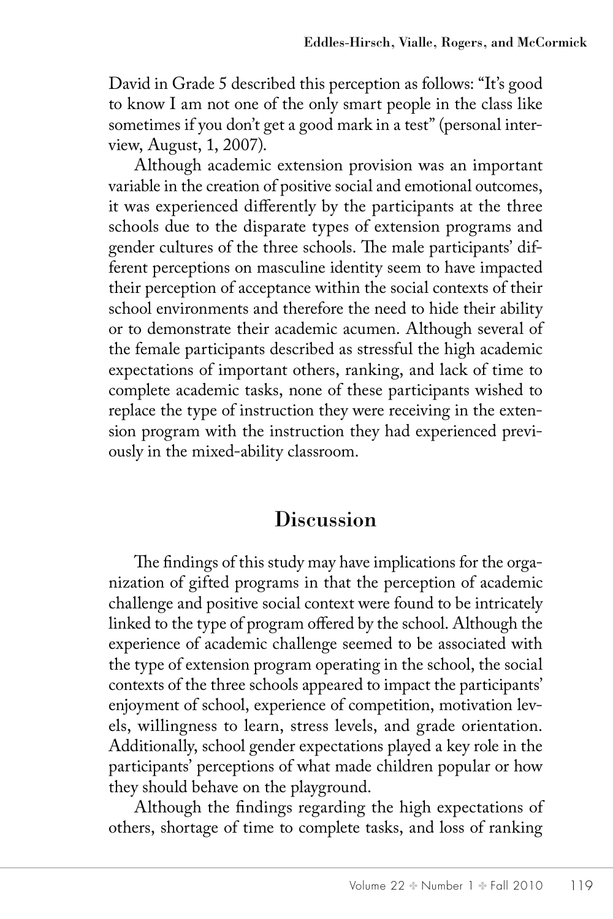David in Grade 5 described this perception as follows: "It's good to know I am not one of the only smart people in the class like sometimes if you don't get a good mark in a test" (personal interview, August, 1, 2007).

Although academic extension provision was an important variable in the creation of positive social and emotional outcomes, it was experienced differently by the participants at the three schools due to the disparate types of extension programs and gender cultures of the three schools. The male participants' different perceptions on masculine identity seem to have impacted their perception of acceptance within the social contexts of their school environments and therefore the need to hide their ability or to demonstrate their academic acumen. Although several of the female participants described as stressful the high academic expectations of important others, ranking, and lack of time to complete academic tasks, none of these participants wished to replace the type of instruction they were receiving in the extension program with the instruction they had experienced previously in the mixed-ability classroom.

## Discussion

The findings of this study may have implications for the organization of gifted programs in that the perception of academic challenge and positive social context were found to be intricately linked to the type of program offered by the school. Although the experience of academic challenge seemed to be associated with the type of extension program operating in the school, the social contexts of the three schools appeared to impact the participants' enjoyment of school, experience of competition, motivation levels, willingness to learn, stress levels, and grade orientation. Additionally, school gender expectations played a key role in the participants' perceptions of what made children popular or how they should behave on the playground.

Although the findings regarding the high expectations of others, shortage of time to complete tasks, and loss of ranking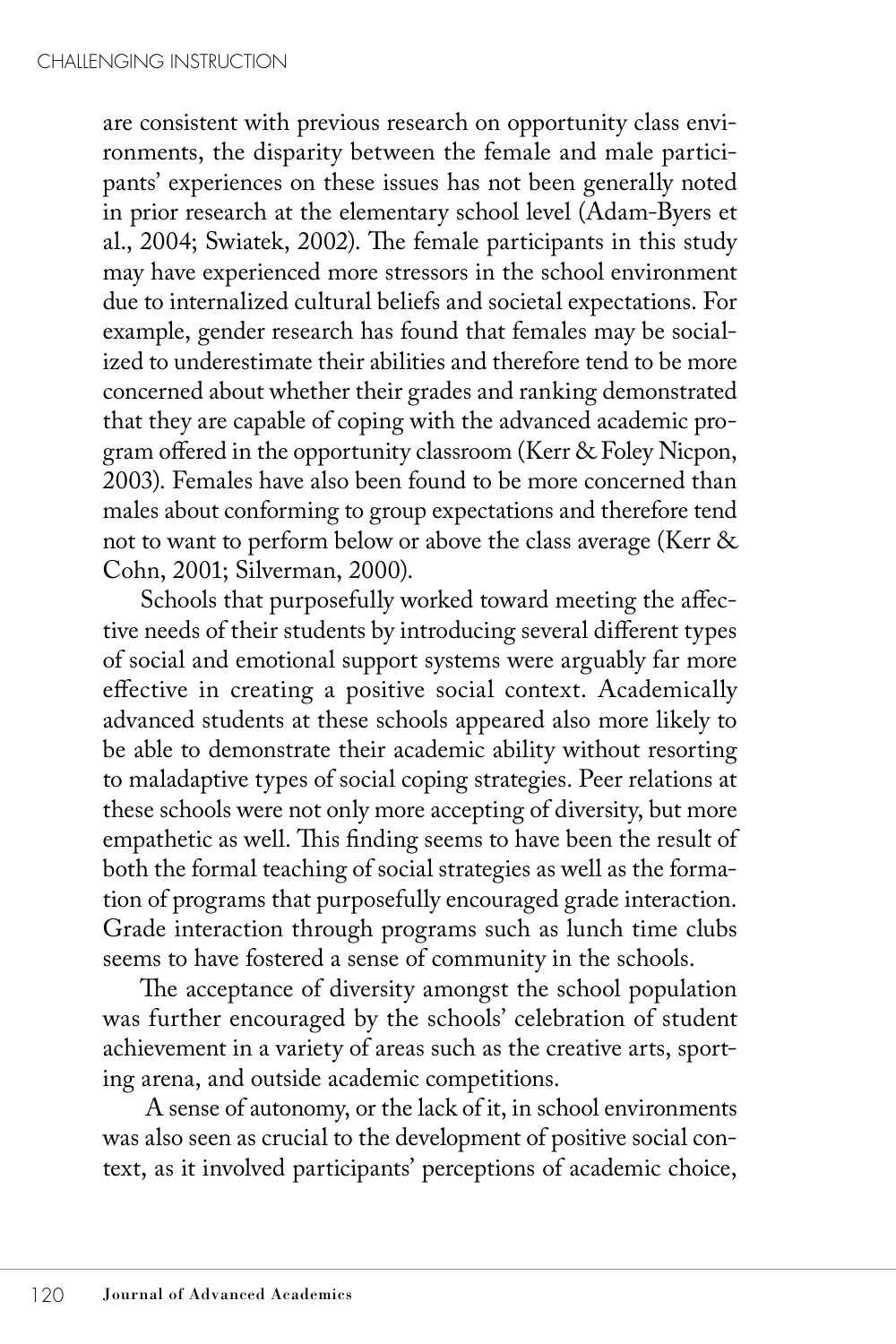are consistent with previous research on opportunity class environments, the disparity between the female and male participants' experiences on these issues has not been generally noted in prior research at the elementary school level (Adam-Byers et al., 2004; Swiatek, 2002). The female participants in this study may have experienced more stressors in the school environment due to internalized cultural beliefs and societal expectations. For example, gender research has found that females may be socialized to underestimate their abilities and therefore tend to be more concerned about whether their grades and ranking demonstrated that they are capable of coping with the advanced academic program offered in the opportunity classroom (Kerr & Foley Nicpon, 2003). Females have also been found to be more concerned than males about conforming to group expectations and therefore tend not to want to perform below or above the class average (Kerr & Cohn, 2001; Silverman, 2000).

Schools that purposefully worked toward meeting the affective needs of their students by introducing several different types of social and emotional support systems were arguably far more effective in creating a positive social context. Academically advanced students at these schools appeared also more likely to be able to demonstrate their academic ability without resorting to maladaptive types of social coping strategies. Peer relations at these schools were not only more accepting of diversity, but more empathetic as well. This finding seems to have been the result of both the formal teaching of social strategies as well as the formation of programs that purposefully encouraged grade interaction. Grade interaction through programs such as lunch time clubs seems to have fostered a sense of community in the schools.

The acceptance of diversity amongst the school population was further encouraged by the schools' celebration of student achievement in a variety of areas such as the creative arts, sporting arena, and outside academic competitions.

A sense of autonomy, or the lack of it, in school environments was also seen as crucial to the development of positive social context, as it involved participants' perceptions of academic choice,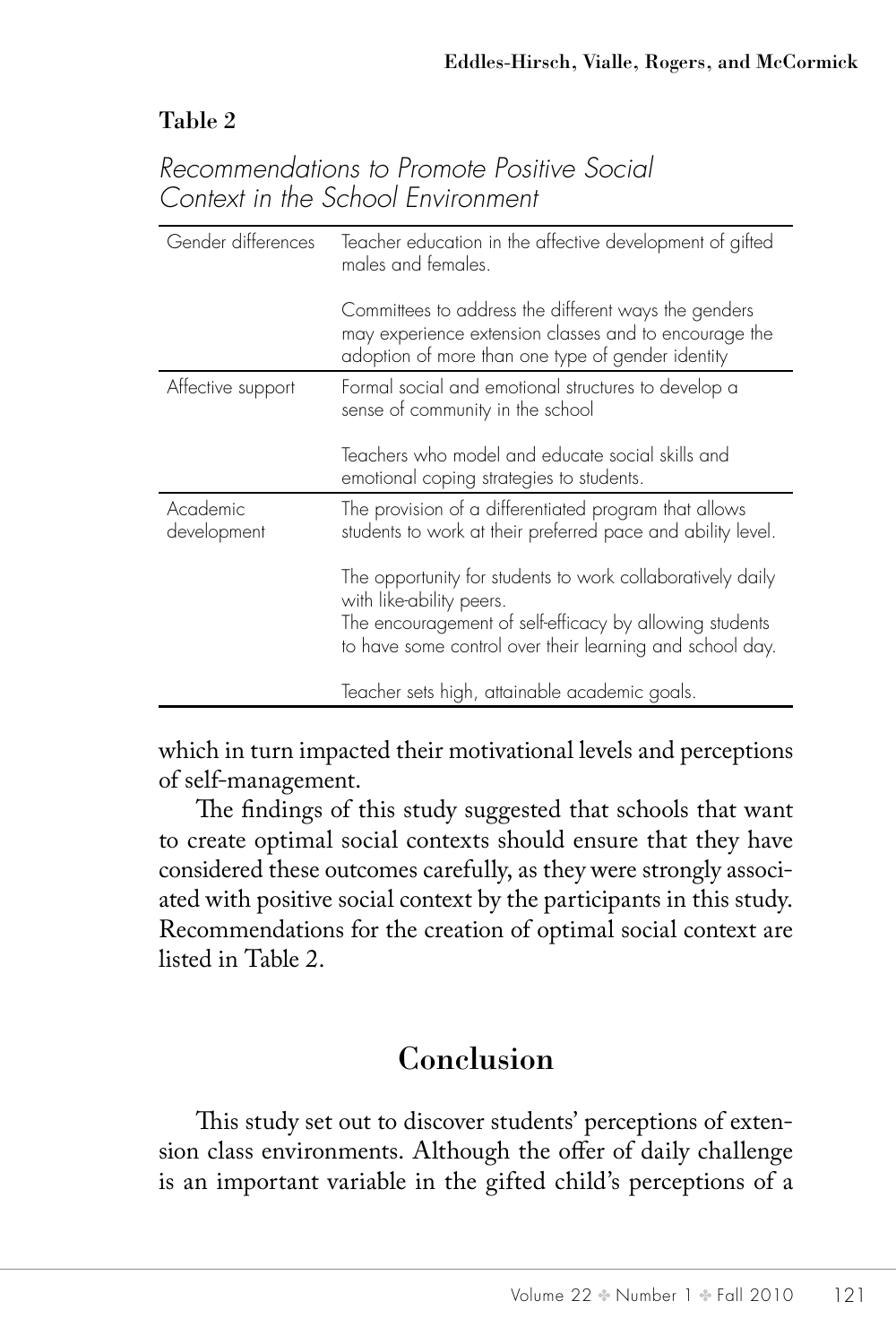**Table 2**

*Recommendations to Promote Positive Social Context in the School Environment*

| | |
|---|---|
| Gender differences | Teacher education in the affective development of gifted males and females. |
| | Committees to address the different ways the genders may experience extension classes and to encourage the adoption of more than one type of gender identity |
| Affective support | Formal social and emotional structures to develop a sense of community in the school |
| | Teachers who model and educate social skills and emotional coping strategies to students. |
| Academic development | The provision of a differentiated program that allows students to work at their preferred pace and ability level. |
| | The opportunity for students to work collaboratively daily with like-ability peers. |
| | The encouragement of self-efficacy by allowing students to have some control over their learning and school day. |
| | Teacher sets high, attainable academic goals. |

which in turn impacted their motivational levels and perceptions of self-management.

The findings of this study suggested that schools that want to create optimal social contexts should ensure that they have considered these outcomes carefully, as they were strongly associated with positive social context by the participants in this study. Recommendations for the creation of optimal social context are listed in Table 2.

## Conclusion

This study set out to discover students' perceptions of extension class environments. Although the offer of daily challenge is an important variable in the gifted child's perceptions of a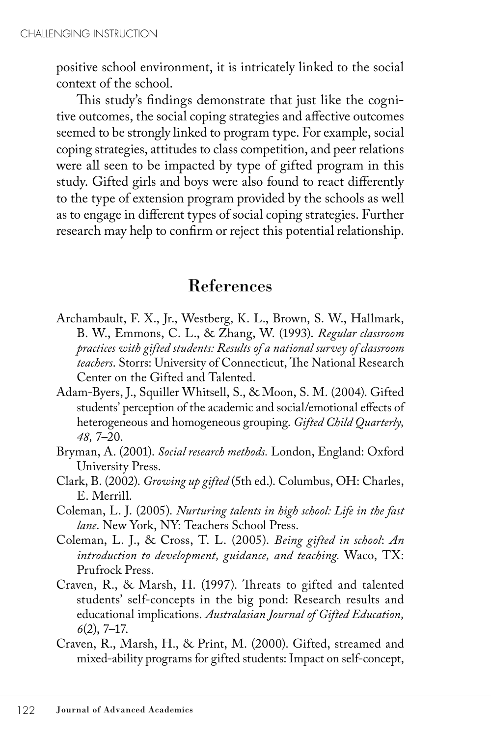positive school environment, it is intricately linked to the social context of the school.

This study's findings demonstrate that just like the cognitive outcomes, the social coping strategies and affective outcomes seemed to be strongly linked to program type. For example, social coping strategies, attitudes to class competition, and peer relations were all seen to be impacted by type of gifted program in this study. Gifted girls and boys were also found to react differently to the type of extension program provided by the schools as well as to engage in different types of social coping strategies. Further research may help to confirm or reject this potential relationship.

## References

Archambault, F. X., Jr., Westberg, K. L., Brown, S. W., Hallmark, B. W., Emmons, C. L., & Zhang, W. (1993). *Regular classroom practices with gifted students: Results of a national survey of classroom teachers*. Storrs: University of Connecticut, The National Research Center on the Gifted and Talented.

Adam-Byers, J., Squiller Whitsell, S., & Moon, S. M. (2004). Gifted students' perception of the academic and social/emotional effects of heterogeneous and homogeneous grouping. *Gifted Child Quarterly, 48,* 7–20.

Bryman, A. (2001). *Social research methods.* London, England: Oxford University Press.

Clark, B. (2002). *Growing up gifted* (5th ed.). Columbus, OH: Charles, E. Merrill.

Coleman, L. J. (2005). *Nurturing talents in high school: Life in the fast lane.* New York, NY: Teachers School Press.

Coleman, L. J., & Cross, T. L. (2005). *Being gifted in school*: *An introduction to development, guidance, and teaching.* Waco, TX: Prufrock Press.

Craven, R., & Marsh, H. (1997). Threats to gifted and talented students' self-concepts in the big pond: Research results and educational implications. *Australasian Journal of Gifted Education, 6*(2), 7–17.

Craven, R., Marsh, H., & Print, M. (2000). Gifted, streamed and mixed-ability programs for gifted students: Impact on self-concept,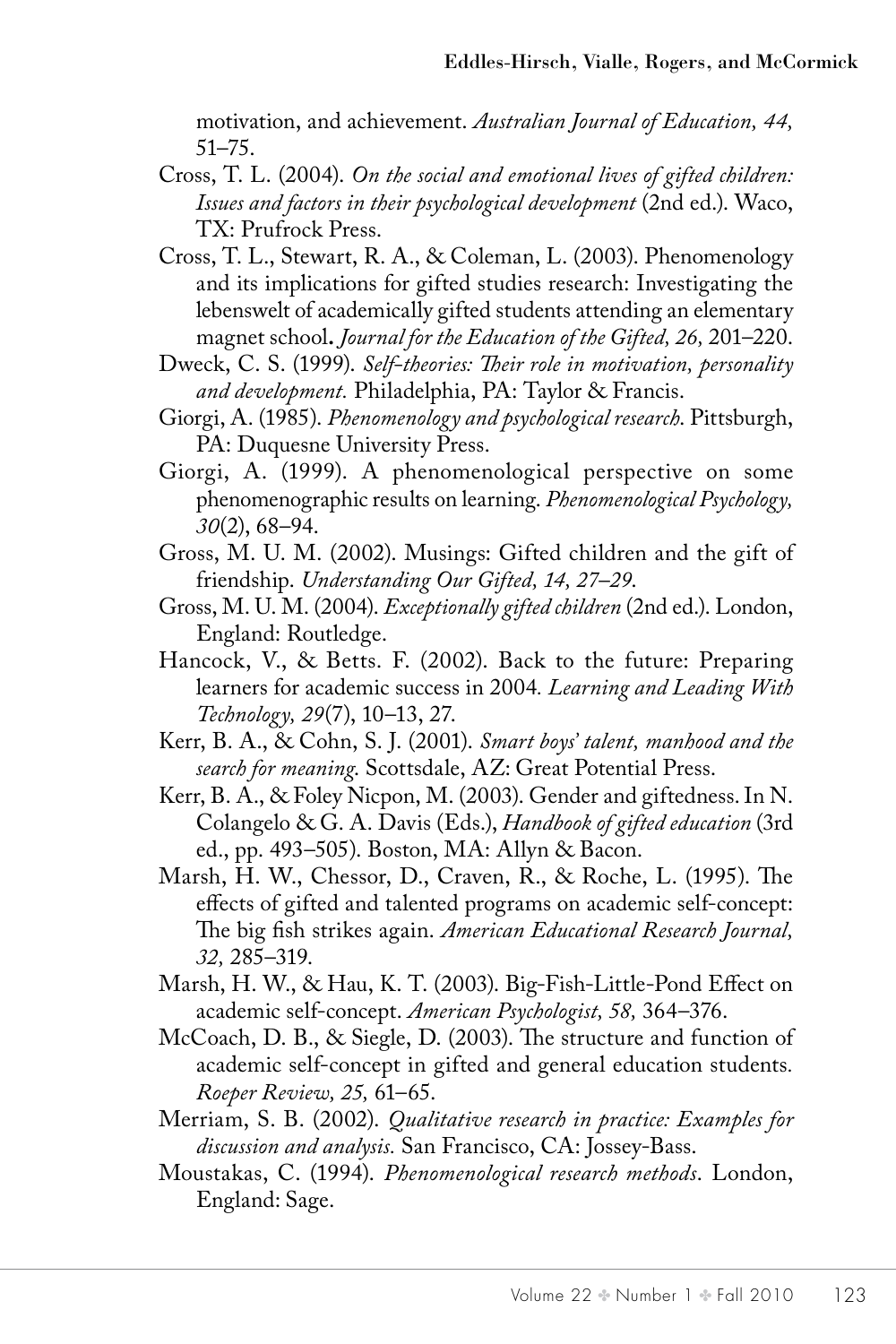motivation, and achievement. *Australian Journal of Education, 44,* 51–75.

Cross, T. L. (2004). *On the social and emotional lives of gifted children: Issues and factors in their psychological development* (2nd ed.). Waco, TX: Prufrock Press.

Cross, T. L., Stewart, R. A., & Coleman, L. (2003). Phenomenology and its implications for gifted studies research: Investigating the lebenswelt of academically gifted students attending an elementary magnet school**.** *Journal for the Education of the Gifted, 26,* 201–220.

Dweck, C. S. (1999). *Self-theories: Their role in motivation, personality and development.* Philadelphia, PA: Taylor & Francis.

Giorgi, A. (1985). *Phenomenology and psychological research.* Pittsburgh, PA: Duquesne University Press.

Giorgi, A. (1999). A phenomenological perspective on some phenomenographic results on learning. *Phenomenological Psychology, 30*(2), 68–94.

Gross, M. U. M. (2002). Musings: Gifted children and the gift of friendship. *Understanding Our Gifted, 14, 27–29.*

Gross, M. U. M. (2004). *Exceptionally gifted children* (2nd ed.). London, England: Routledge.

Hancock, V., & Betts. F. (2002). Back to the future: Preparing learners for academic success in 2004. *Learning and Leading With Technology, 29*(7), 10–13, 27.

Kerr, B. A., & Cohn, S. J. (2001). *Smart boys' talent, manhood and the search for meaning.* Scottsdale, AZ: Great Potential Press.

Kerr, B. A., & Foley Nicpon, M. (2003). Gender and giftedness. In N. Colangelo & G. A. Davis (Eds.), *Handbook of gifted education* (3rd ed., pp. 493–505). Boston, MA: Allyn & Bacon.

Marsh, H. W., Chessor, D., Craven, R., & Roche, L. (1995). The effects of gifted and talented programs on academic self-concept: The big fish strikes again. *American Educational Research Journal, 32,* 285–319.

Marsh, H. W., & Hau, K. T. (2003). Big-Fish-Little-Pond Effect on academic self-concept. *American Psychologist, 58,* 364–376.

McCoach, D. B., & Siegle, D. (2003). The structure and function of academic self-concept in gifted and general education students. *Roeper Review, 25,* 61–65.

Merriam, S. B. (2002). *Qualitative research in practice: Examples for discussion and analysis.* San Francisco, CA: Jossey-Bass.

Moustakas, C. (1994). *Phenomenological research methods*. London, England: Sage.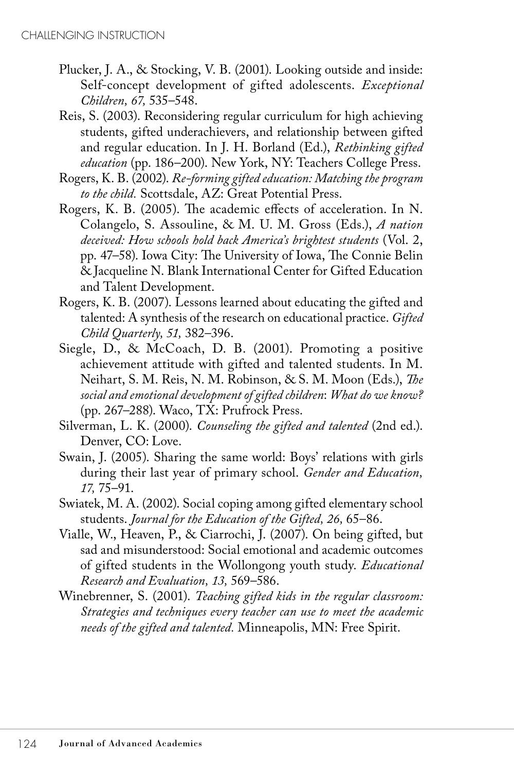Plucker, J. A., & Stocking, V. B. (2001). Looking outside and inside: Self-concept development of gifted adolescents. *Exceptional Children, 67,* 535–548.

Reis, S. (2003). Reconsidering regular curriculum for high achieving students, gifted underachievers, and relationship between gifted and regular education. In J. H. Borland (Ed.), *Rethinking gifted education* (pp. 186–200). New York, NY: Teachers College Press.

Rogers, K. B. (2002). *Re-forming gifted education: Matching the program to the child.* Scottsdale, AZ: Great Potential Press.

Rogers, K. B. (2005). The academic effects of acceleration. In N. Colangelo, S. Assouline, & M. U. M. Gross (Eds.), *A nation deceived: How schools hold back America's brightest students* (Vol. 2, pp. 47–58). Iowa City: The University of Iowa, The Connie Belin & Jacqueline N. Blank International Center for Gifted Education and Talent Development.

Rogers, K. B. (2007). Lessons learned about educating the gifted and talented: A synthesis of the research on educational practice. *Gifted Child Quarterly, 51,* 382–396.

Siegle, D., & McCoach, D. B. (2001). Promoting a positive achievement attitude with gifted and talented students. In M. Neihart, S. M. Reis, N. M. Robinson, & S. M. Moon (Eds.), *The social and emotional development of gifted children*: *What do we know?* (pp. 267–288). Waco, TX: Prufrock Press.

Silverman, L. K. (2000). *Counseling the gifted and talented* (2nd ed.). Denver, CO: Love.

Swain, J. (2005). Sharing the same world: Boys' relations with girls during their last year of primary school. *Gender and Education, 17,* 75–91.

Swiatek, M. A. (2002). Social coping among gifted elementary school students. *Journal for the Education of the Gifted, 26,* 65–86.

Vialle, W., Heaven, P., & Ciarrochi, J. (2007). On being gifted, but sad and misunderstood: Social emotional and academic outcomes of gifted students in the Wollongong youth study. *Educational Research and Evaluation, 13,* 569–586.

Winebrenner, S. (2001). *Teaching gifted kids in the regular classroom: Strategies and techniques every teacher can use to meet the academic needs of the gifted and talented.* Minneapolis, MN: Free Spirit.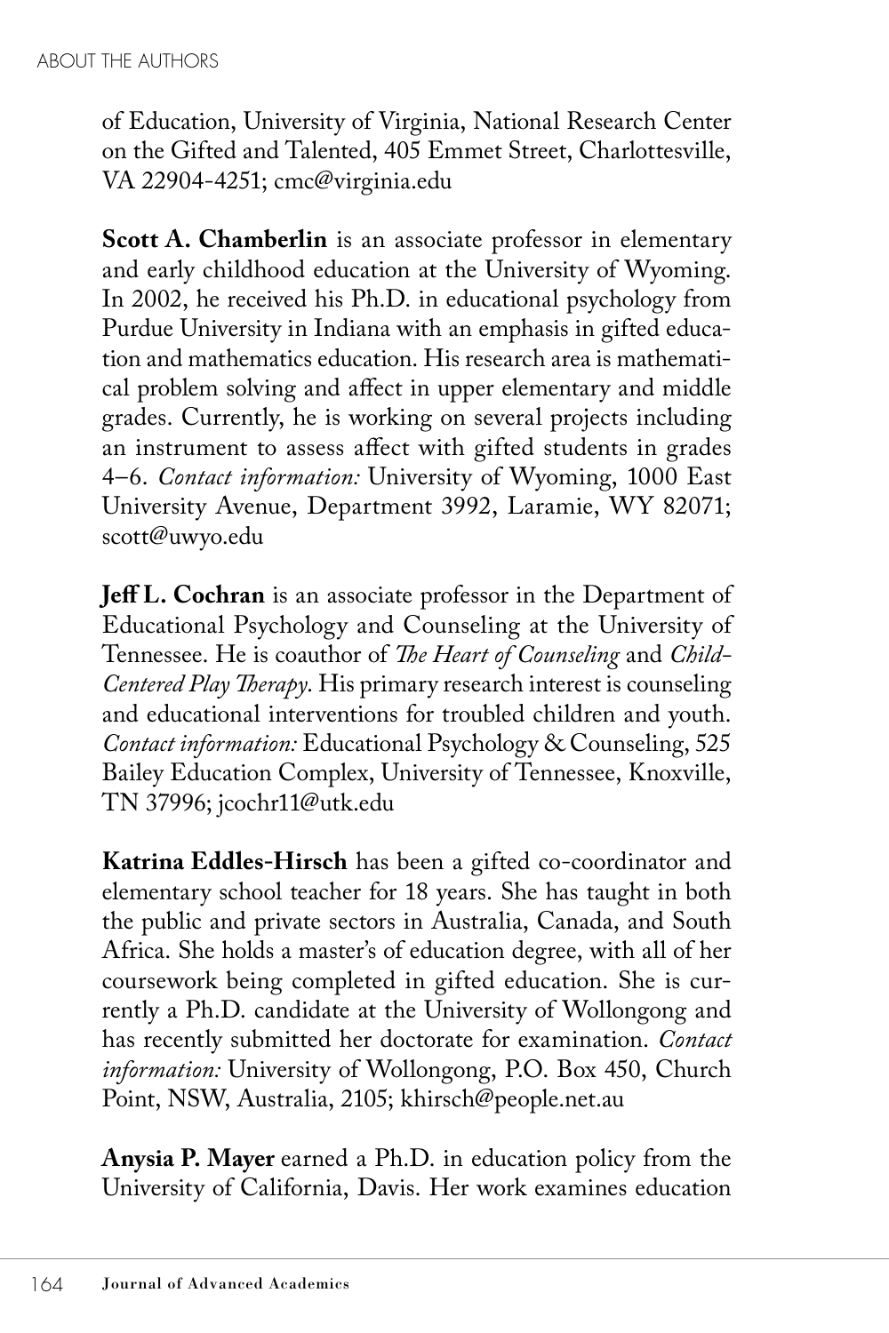of Education, University of Virginia, National Research Center on the Gifted and Talented, 405 Emmet Street, Charlottesville, VA 22904-4251; cmc@virginia.edu

**Scott A. Chamberlin** is an associate professor in elementary and early childhood education at the University of Wyoming. In 2002, he received his Ph.D. in educational psychology from Purdue University in Indiana with an emphasis in gifted education and mathematics education. His research area is mathematical problem solving and affect in upper elementary and middle grades. Currently, he is working on several projects including an instrument to assess affect with gifted students in grades 4–6. *Contact information:* University of Wyoming, 1000 East University Avenue, Department 3992, Laramie, WY 82071; scott@uwyo.edu

**Jeff L. Cochran** is an associate professor in the Department of Educational Psychology and Counseling at the University of Tennessee. He is coauthor of *The Heart of Counseling* and *Child-Centered Play Therapy*. His primary research interest is counseling and educational interventions for troubled children and youth. *Contact information:* Educational Psychology & Counseling, 525 Bailey Education Complex, University of Tennessee, Knoxville, TN 37996; jcochr11@utk.edu

**Katrina Eddles-Hirsch** has been a gifted co-coordinator and elementary school teacher for 18 years. She has taught in both the public and private sectors in Australia, Canada, and South Africa. She holds a master's of education degree, with all of her coursework being completed in gifted education. She is currently a Ph.D. candidate at the University of Wollongong and has recently submitted her doctorate for examination. *Contact information:* University of Wollongong, P.O. Box 450, Church Point, NSW, Australia, 2105; khirsch@people.net.au

**Anysia P. Mayer** earned a Ph.D. in education policy from the University of California, Davis. Her work examines education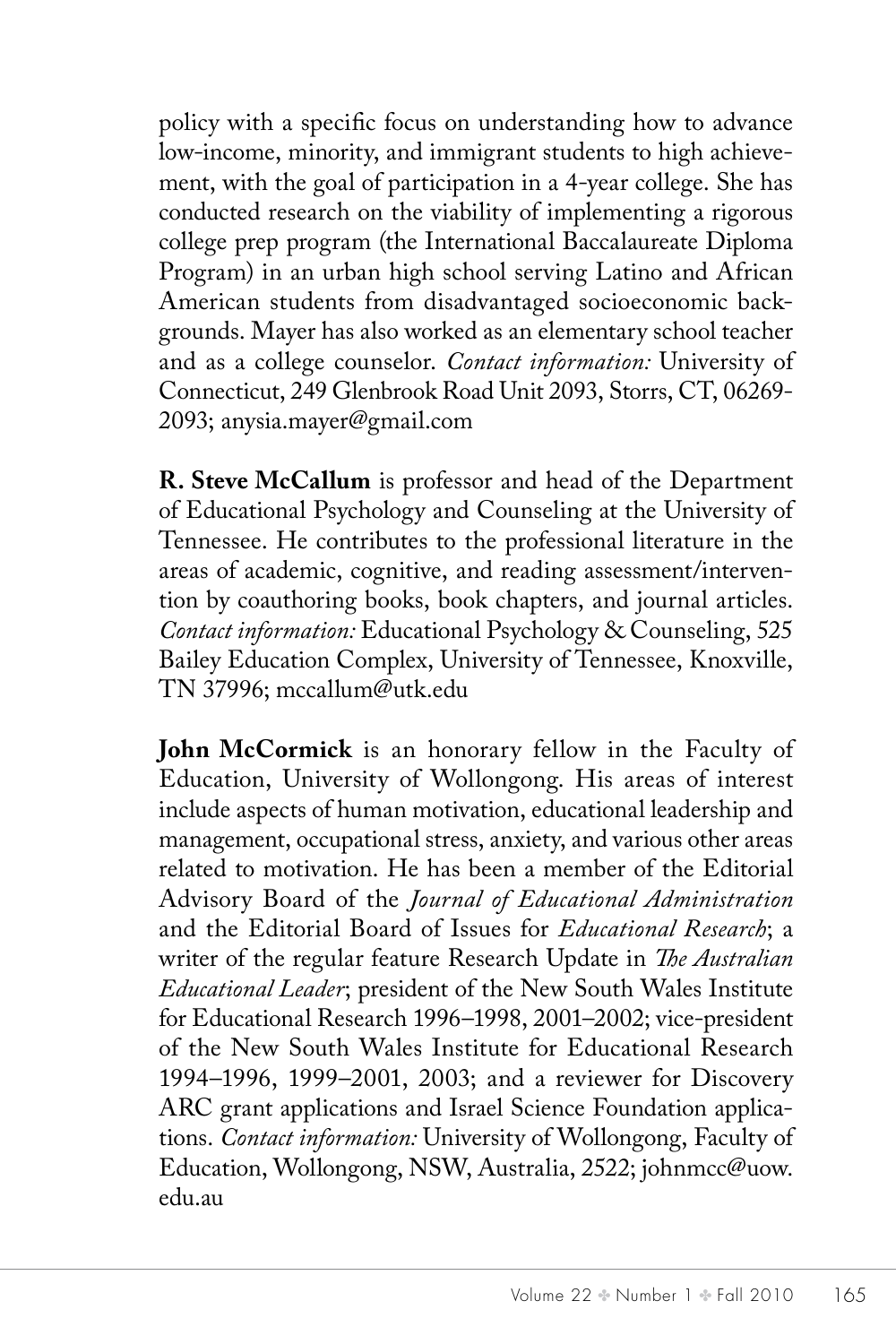policy with a specific focus on understanding how to advance low-income, minority, and immigrant students to high achievement, with the goal of participation in a 4-year college. She has conducted research on the viability of implementing a rigorous college prep program (the International Baccalaureate Diploma Program) in an urban high school serving Latino and African American students from disadvantaged socioeconomic backgrounds. Mayer has also worked as an elementary school teacher and as a college counselor. *Contact information:* University of Connecticut, 249 Glenbrook Road Unit 2093, Storrs, CT, 06269-2093; anysia.mayer@gmail.com

**R. Steve McCallum** is professor and head of the Department of Educational Psychology and Counseling at the University of Tennessee. He contributes to the professional literature in the areas of academic, cognitive, and reading assessment/intervention by coauthoring books, book chapters, and journal articles. *Contact information:* Educational Psychology & Counseling, 525 Bailey Education Complex, University of Tennessee, Knoxville, TN 37996; mccallum@utk.edu

**John McCormick** is an honorary fellow in the Faculty of Education, University of Wollongong. His areas of interest include aspects of human motivation, educational leadership and management, occupational stress, anxiety, and various other areas related to motivation. He has been a member of the Editorial Advisory Board of the *Journal of Educational Administration* and the Editorial Board of Issues for *Educational Research*; a writer of the regular feature Research Update in *The Australian Educational Leader*; president of the New South Wales Institute for Educational Research 1996–1998, 2001–2002; vice-president of the New South Wales Institute for Educational Research 1994–1996, 1999–2001, 2003; and a reviewer for Discovery ARC grant applications and Israel Science Foundation applications. *Contact information:* University of Wollongong, Faculty of Education, Wollongong, NSW, Australia, 2522; johnmcc@uow.edu.au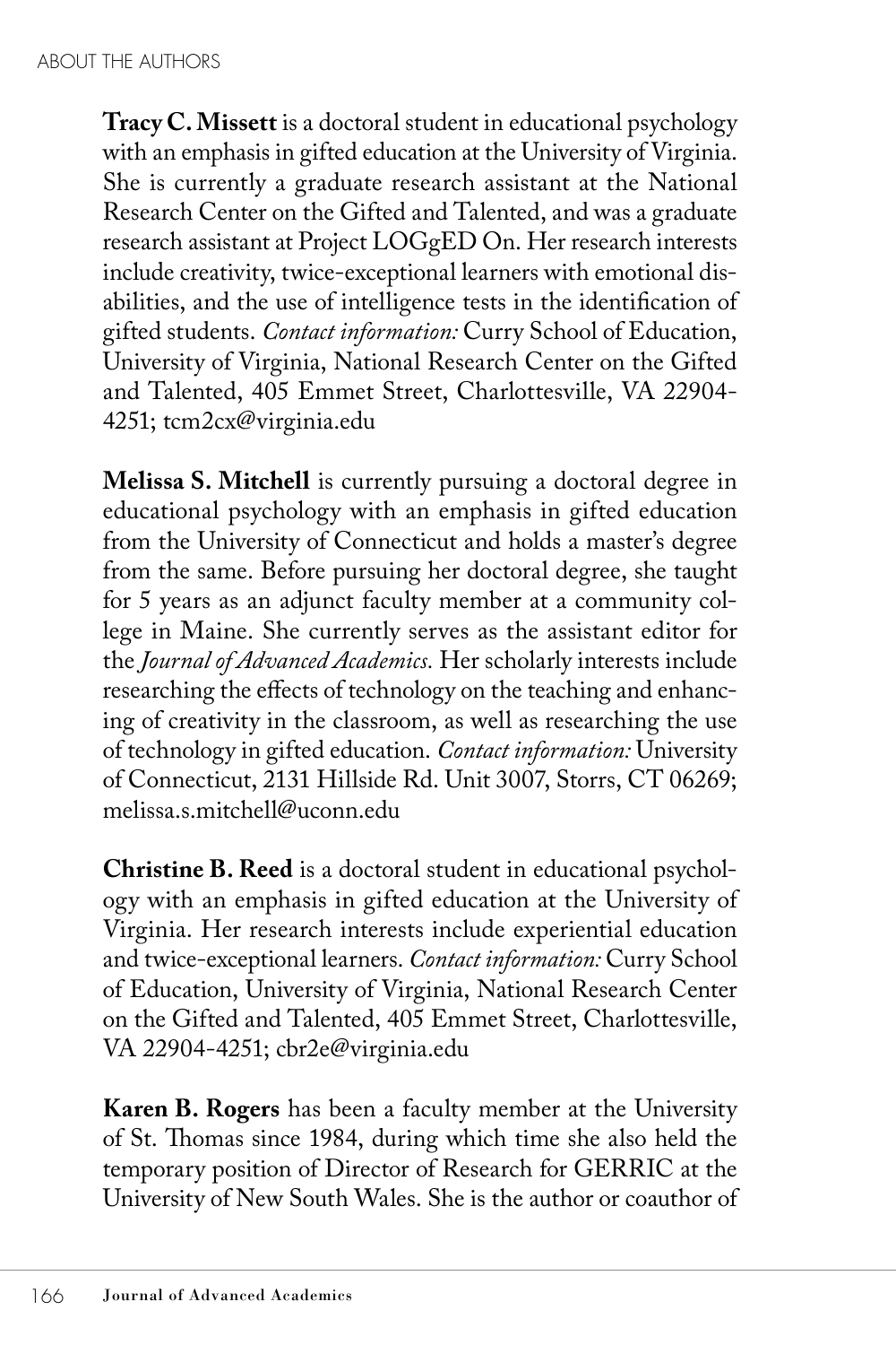**Tracy C. Missett** is a doctoral student in educational psychology with an emphasis in gifted education at the University of Virginia. She is currently a graduate research assistant at the National Research Center on the Gifted and Talented, and was a graduate research assistant at Project LOGgED On. Her research interests include creativity, twice-exceptional learners with emotional disabilities, and the use of intelligence tests in the identification of gifted students. *Contact information:* Curry School of Education, University of Virginia, National Research Center on the Gifted and Talented, 405 Emmet Street, Charlottesville, VA 22904-4251; tcm2cx@virginia.edu

**Melissa S. Mitchell** is currently pursuing a doctoral degree in educational psychology with an emphasis in gifted education from the University of Connecticut and holds a master's degree from the same. Before pursuing her doctoral degree, she taught for 5 years as an adjunct faculty member at a community college in Maine. She currently serves as the assistant editor for the *Journal of Advanced Academics*. Her scholarly interests include researching the effects of technology on the teaching and enhancing of creativity in the classroom, as well as researching the use of technology in gifted education. *Contact information:* University of Connecticut, 2131 Hillside Rd. Unit 3007, Storrs, CT 06269; melissa.s.mitchell@uconn.edu

**Christine B. Reed** is a doctoral student in educational psychology with an emphasis in gifted education at the University of Virginia. Her research interests include experiential education and twice-exceptional learners. *Contact information:* Curry School of Education, University of Virginia, National Research Center on the Gifted and Talented, 405 Emmet Street, Charlottesville, VA 22904-4251; cbr2e@virginia.edu

**Karen B. Rogers** has been a faculty member at the University of St. Thomas since 1984, during which time she also held the temporary position of Director of Research for GERRIC at the University of New South Wales. She is the author or coauthor of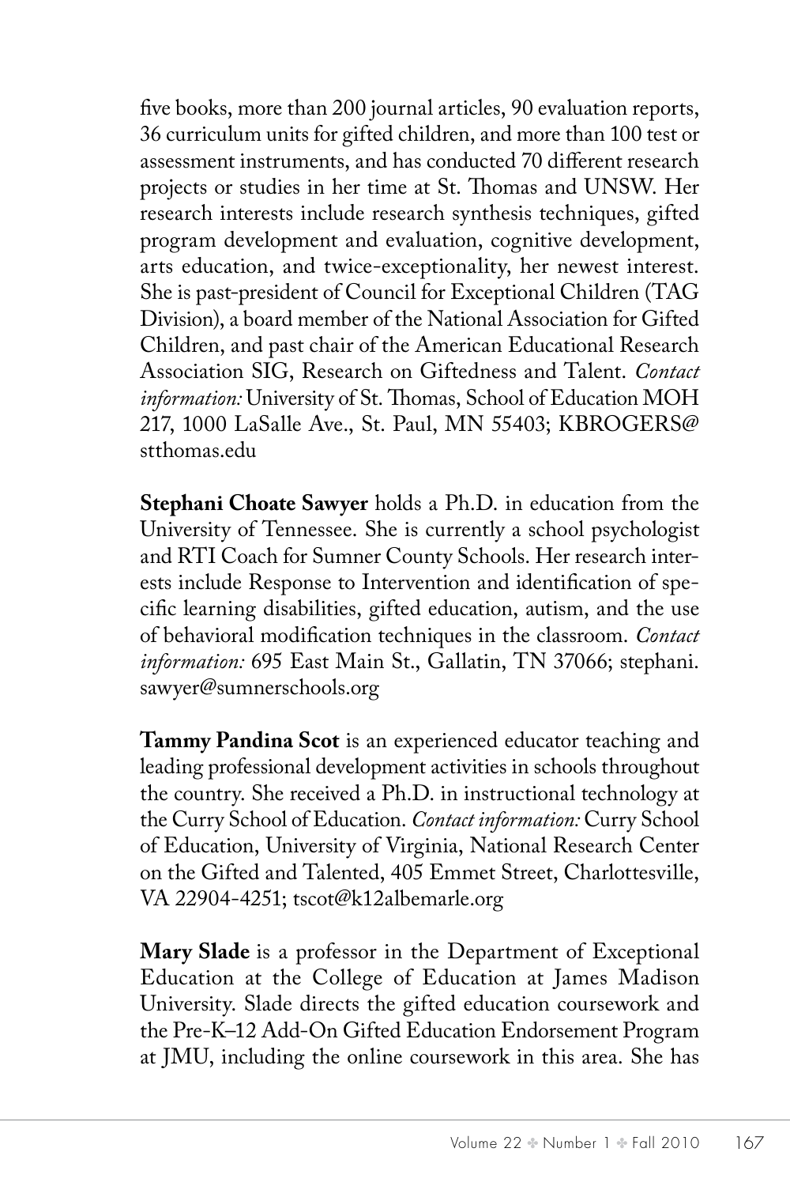five books, more than 200 journal articles, 90 evaluation reports, 36 curriculum units for gifted children, and more than 100 test or assessment instruments, and has conducted 70 different research projects or studies in her time at St. Thomas and UNSW. Her research interests include research synthesis techniques, gifted program development and evaluation, cognitive development, arts education, and twice-exceptionality, her newest interest. She is past-president of Council for Exceptional Children (TAG Division), a board member of the National Association for Gifted Children, and past chair of the American Educational Research Association SIG, Research on Giftedness and Talent. *Contact information:* University of St. Thomas, School of Education MOH 217, 1000 LaSalle Ave., St. Paul, MN 55403; KBROGERS@stthomas.edu

**Stephani Choate Sawyer** holds a Ph.D. in education from the University of Tennessee. She is currently a school psychologist and RTI Coach for Sumner County Schools. Her research interests include Response to Intervention and identification of specific learning disabilities, gifted education, autism, and the use of behavioral modification techniques in the classroom. *Contact information:* 695 East Main St., Gallatin, TN 37066; stephani.sawyer@sumnerschools.org

**Tammy Pandina Scot** is an experienced educator teaching and leading professional development activities in schools throughout the country. She received a Ph.D. in instructional technology at the Curry School of Education. *Contact information:* Curry School of Education, University of Virginia, National Research Center on the Gifted and Talented, 405 Emmet Street, Charlottesville, VA 22904-4251; tscot@k12albemarle.org

**Mary Slade** is a professor in the Department of Exceptional Education at the College of Education at James Madison University. Slade directs the gifted education coursework and the Pre-K–12 Add-On Gifted Education Endorsement Program at JMU, including the online coursework in this area. She has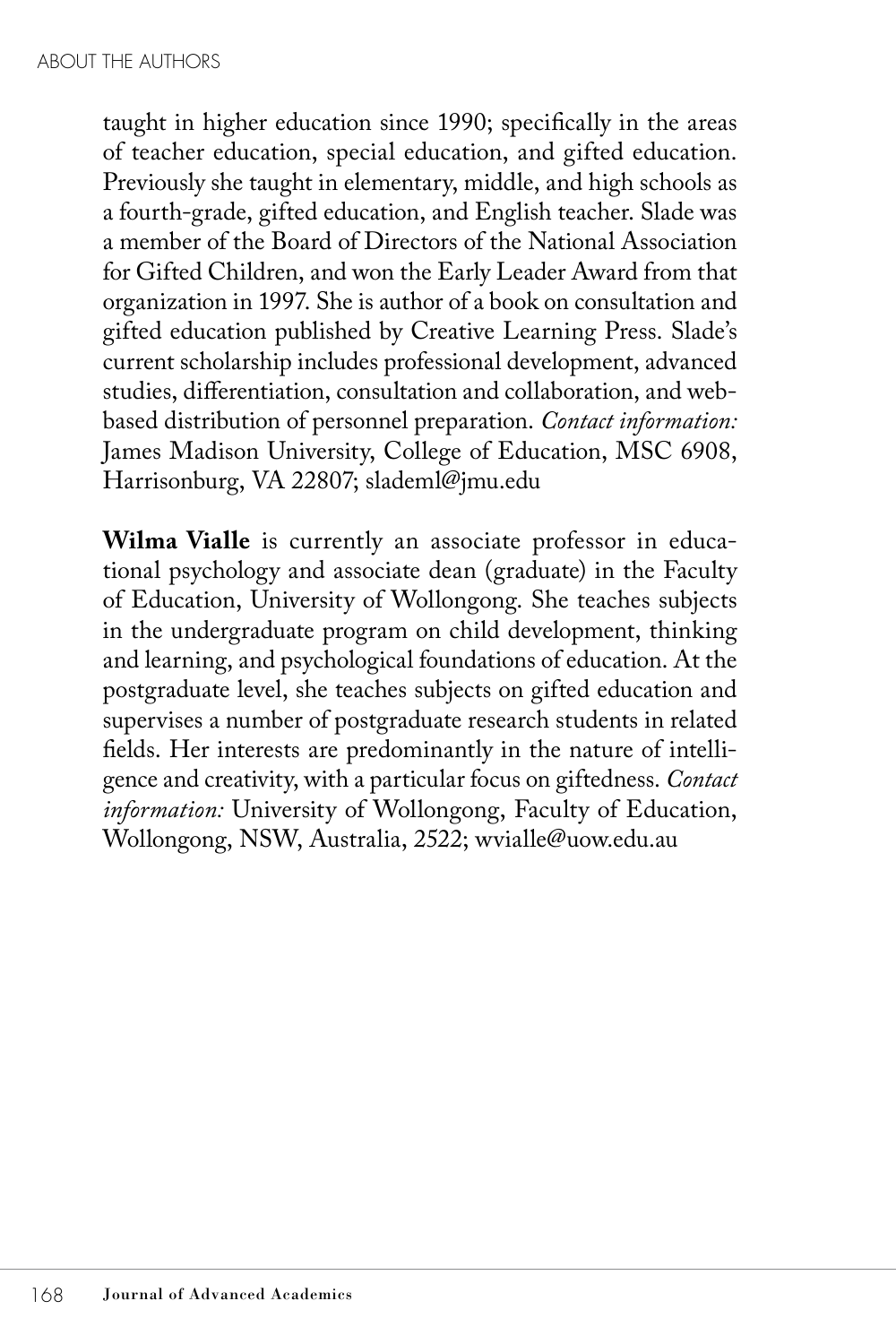taught in higher education since 1990; specifically in the areas of teacher education, special education, and gifted education. Previously she taught in elementary, middle, and high schools as a fourth-grade, gifted education, and English teacher. Slade was a member of the Board of Directors of the National Association for Gifted Children, and won the Early Leader Award from that organization in 1997. She is author of a book on consultation and gifted education published by Creative Learning Press. Slade's current scholarship includes professional development, advanced studies, differentiation, consultation and collaboration, and web-based distribution of personnel preparation. *Contact information:* James Madison University, College of Education, MSC 6908, Harrisonburg, VA 22807; slademl@jmu.edu

**Wilma Vialle** is currently an associate professor in educational psychology and associate dean (graduate) in the Faculty of Education, University of Wollongong. She teaches subjects in the undergraduate program on child development, thinking and learning, and psychological foundations of education. At the postgraduate level, she teaches subjects on gifted education and supervises a number of postgraduate research students in related fields. Her interests are predominantly in the nature of intelligence and creativity, with a particular focus on giftedness. *Contact information:* University of Wollongong, Faculty of Education, Wollongong, NSW, Australia, 2522; wvialle@uow.edu.au